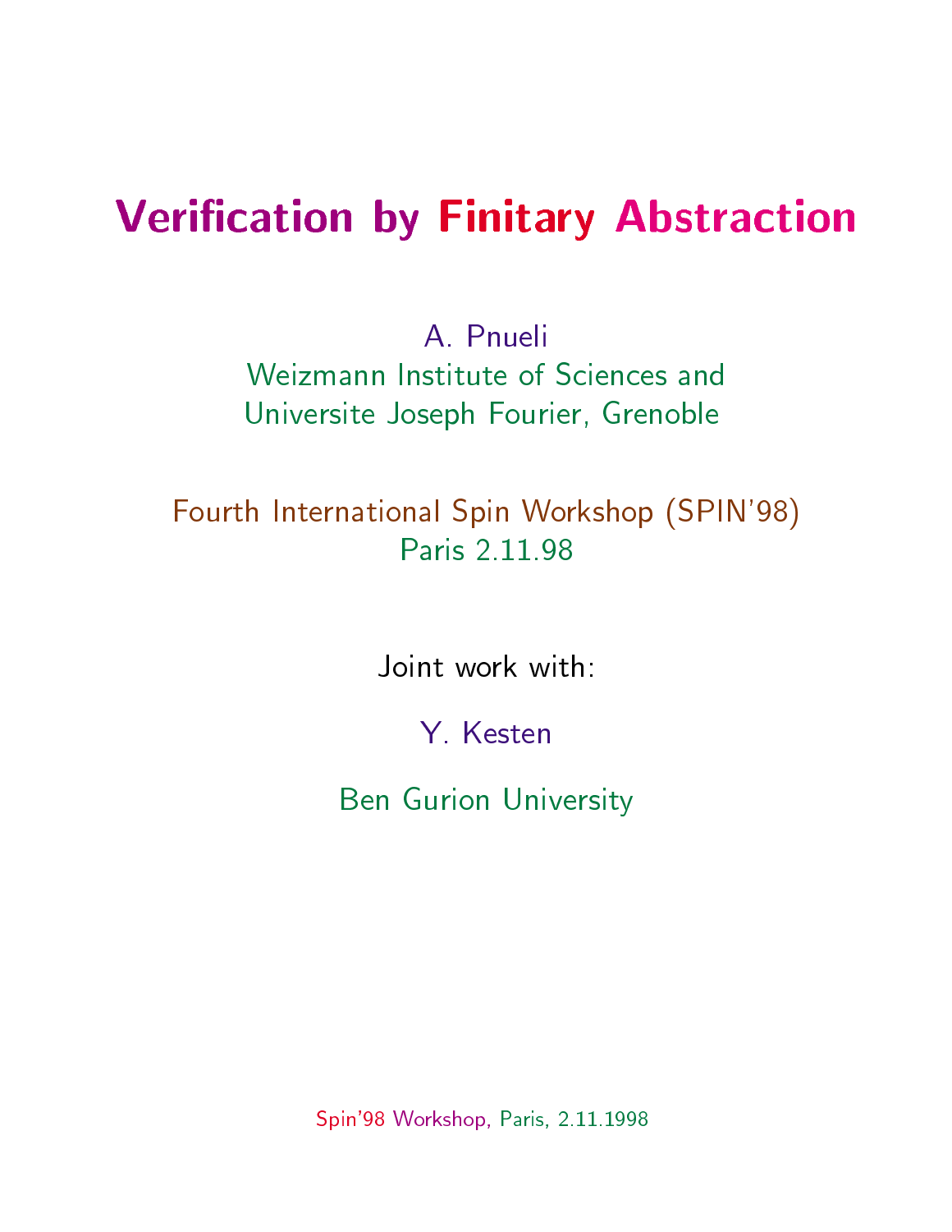# Verification by Finitary Abstraction

A. Pnueli
Weizmann Institute of Sciences and
Universite Joseph Fourier, Grenoble

Fourth International Spin Workshop (SPIN'98)
Paris 2.11.98

Joint work with:

Y. Kesten

Ben Gurion University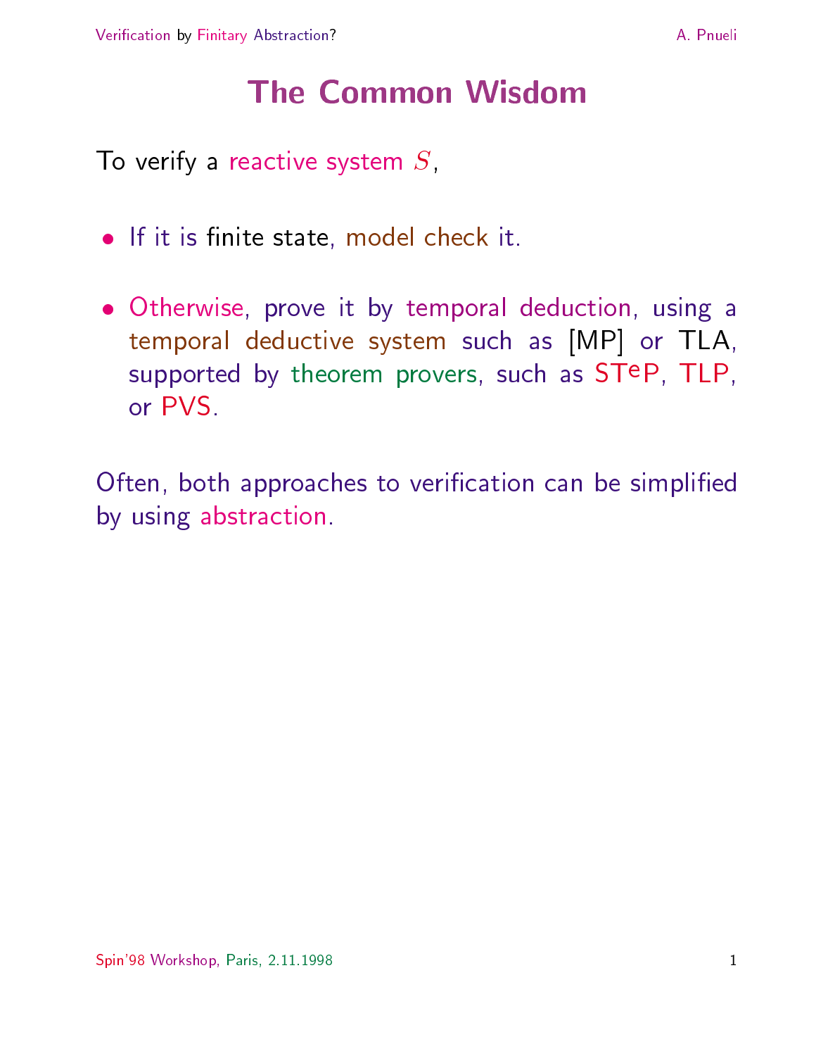# The Common Wisdom

To verify a reactive system $S$,

- If it is finite state, model check it.

- Otherwise, prove it by temporal deduction, using a temporal deductive system such as [MP] or TLA, supported by theorem provers, such as STeP, TLP, or PVS.

Often, both approaches to verification can be simplified by using abstraction.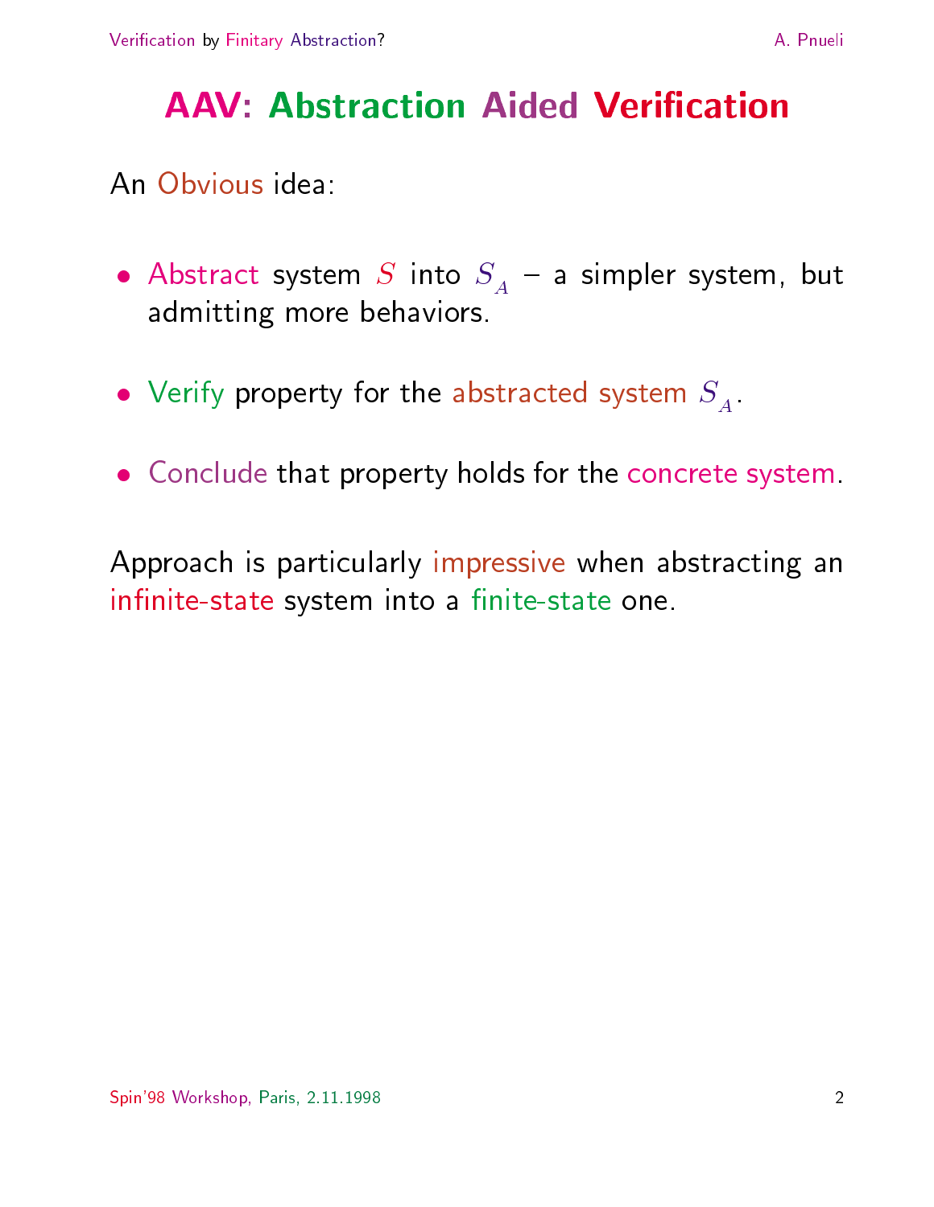# AAV: Abstraction Aided Verification

An Obvious idea:

- Abstract system $S$ into $S_A$ – a simpler system, but admitting more behaviors.
- Verify property for the abstracted system $S_A$.
- Conclude that property holds for the concrete system.

Approach is particularly impressive when abstracting an infinite-state system into a finite-state one.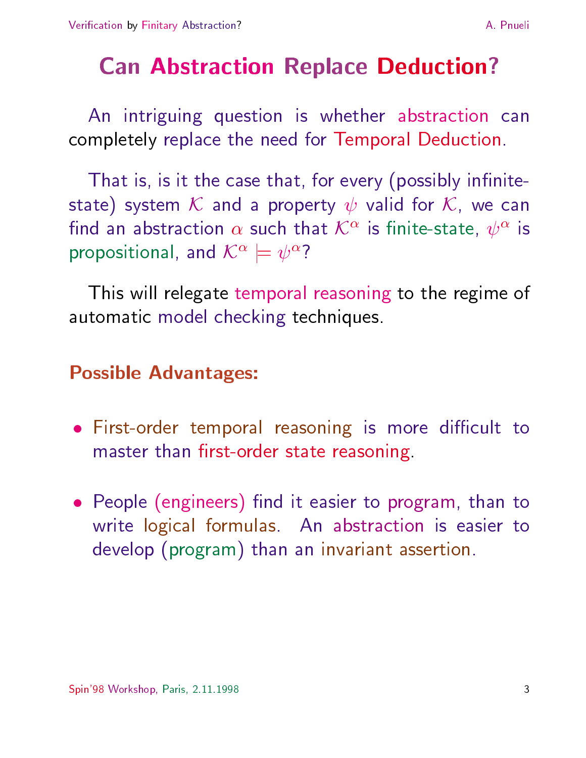# Can Abstraction Replace Deduction?

An intriguing question is whether abstraction can completely replace the need for Temporal Deduction.

That is, is it the case that, for every (possibly infinite-state) system $\mathcal{K}$ and a property $\psi$ valid for $\mathcal{K}$, we can find an abstraction $\alpha$ such that $\mathcal{K}^\alpha$ is finite-state, $\psi^\alpha$ is propositional, and $\mathcal{K}^\alpha \models \psi^\alpha$?

This will relegate temporal reasoning to the regime of automatic model checking techniques.

## Possible Advantages:

- First-order temporal reasoning is more difficult to master than first-order state reasoning.
- People (engineers) find it easier to program, than to write logical formulas. An abstraction is easier to develop (program) than an invariant assertion.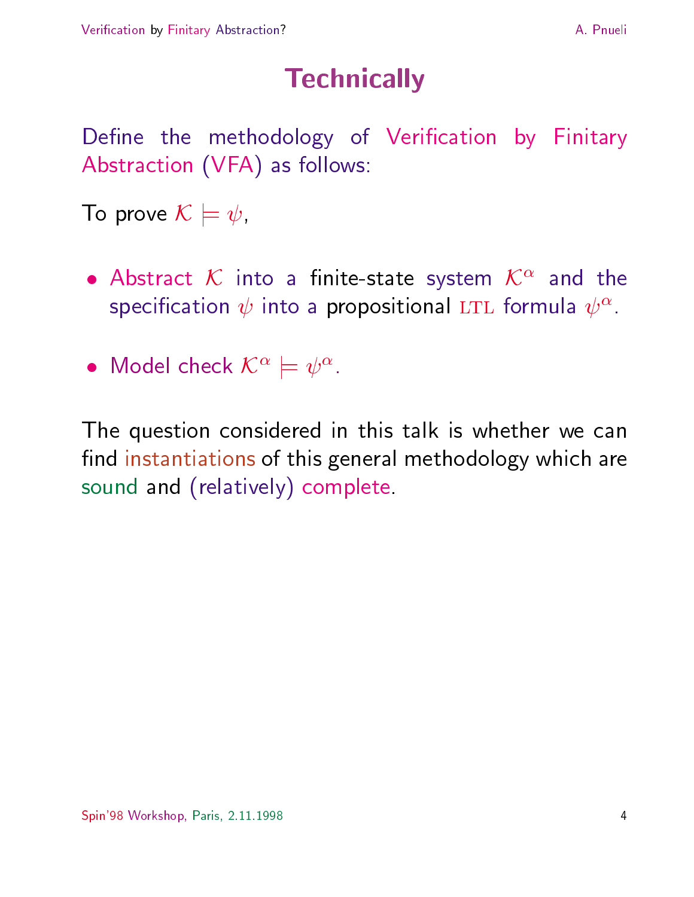# Technically

Define the methodology of Verification by Finitary Abstraction (VFA) as follows:

To prove $\mathcal{K} \models \psi$,

- Abstract $\mathcal{K}$ into a finite-state system $\mathcal{K}^\alpha$ and the specification $\psi$ into a propositional LTL formula $\psi^\alpha$.

- Model check $\mathcal{K}^\alpha \models \psi^\alpha$.

The question considered in this talk is whether we can find instantiations of this general methodology which are sound and (relatively) complete.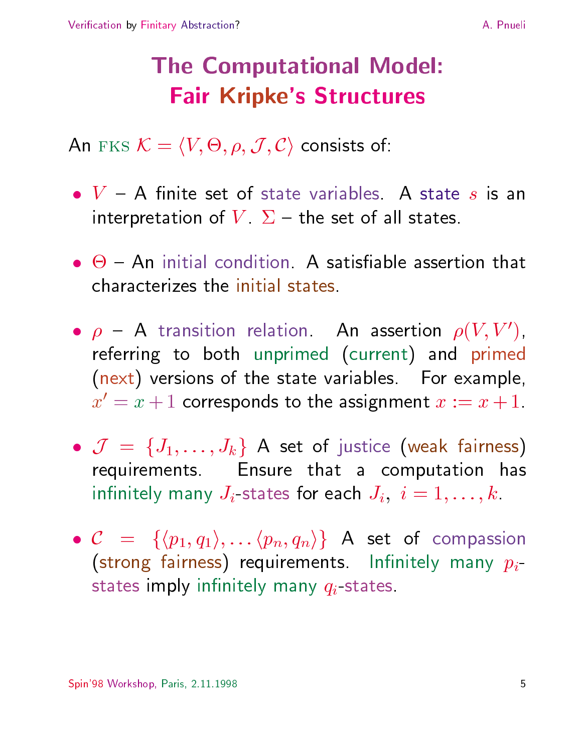# The Computational Model: Fair Kripke's Structures

An FKS $\mathcal{K} = \langle V, \Theta, \rho, \mathcal{J}, \mathcal{C} \rangle$ consists of:

- $V$ – A finite set of state variables. A state $s$ is an interpretation of $V$. $\Sigma$ – the set of all states.

- $\Theta$ – An initial condition. A satisfiable assertion that characterizes the initial states.

- $\rho$ – A transition relation. An assertion $\rho(V, V')$, referring to both unprimed (current) and primed (next) versions of the state variables. For example, $x' = x + 1$ corresponds to the assignment $x := x + 1$.

- $\mathcal{J} = \{J_1, \ldots, J_k\}$ A set of justice (weak fairness) requirements. Ensure that a computation has infinitely many $J_i$-states for each $J_i$, $i = 1, \ldots, k$.

- $\mathcal{C} = \{\langle p_1, q_1 \rangle, \ldots \langle p_n, q_n \rangle\}$ A set of compassion (strong fairness) requirements. Infinitely many $p_i$-states imply infinitely many $q_i$-states.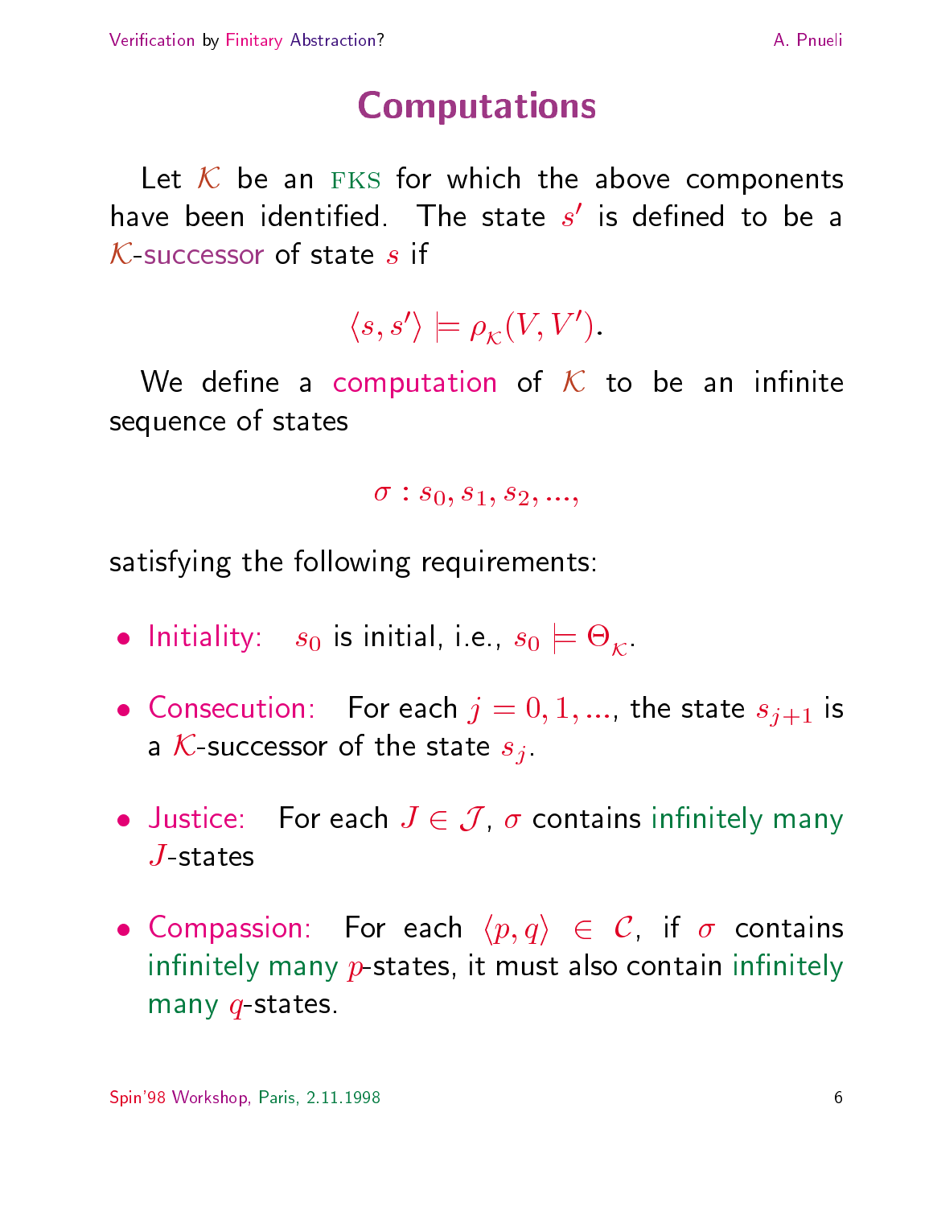# Computations

Let $\mathcal{K}$ be an FKS for which the above components have been identified. The state $s'$ is defined to be a $\mathcal{K}$-successor of state $s$ if

$$\langle s, s' \rangle \models \rho_{\mathcal{K}}(V, V').$$

We define a computation of $\mathcal{K}$ to be an infinite sequence of states

$$\sigma : s_0, s_1, s_2, ...,$$

satisfying the following requirements:

- Initiality: $s_0$ is initial, i.e., $s_0 \models \Theta_{\mathcal{K}}$.
- Consecution: For each $j = 0, 1, ...$, the state $s_{j+1}$ is a $\mathcal{K}$-successor of the state $s_j$.
- Justice: For each $J \in \mathcal{J}$, $\sigma$ contains infinitely many $J$-states
- Compassion: For each $\langle p, q \rangle \in \mathcal{C}$, if $\sigma$ contains infinitely many $p$-states, it must also contain infinitely many $q$-states.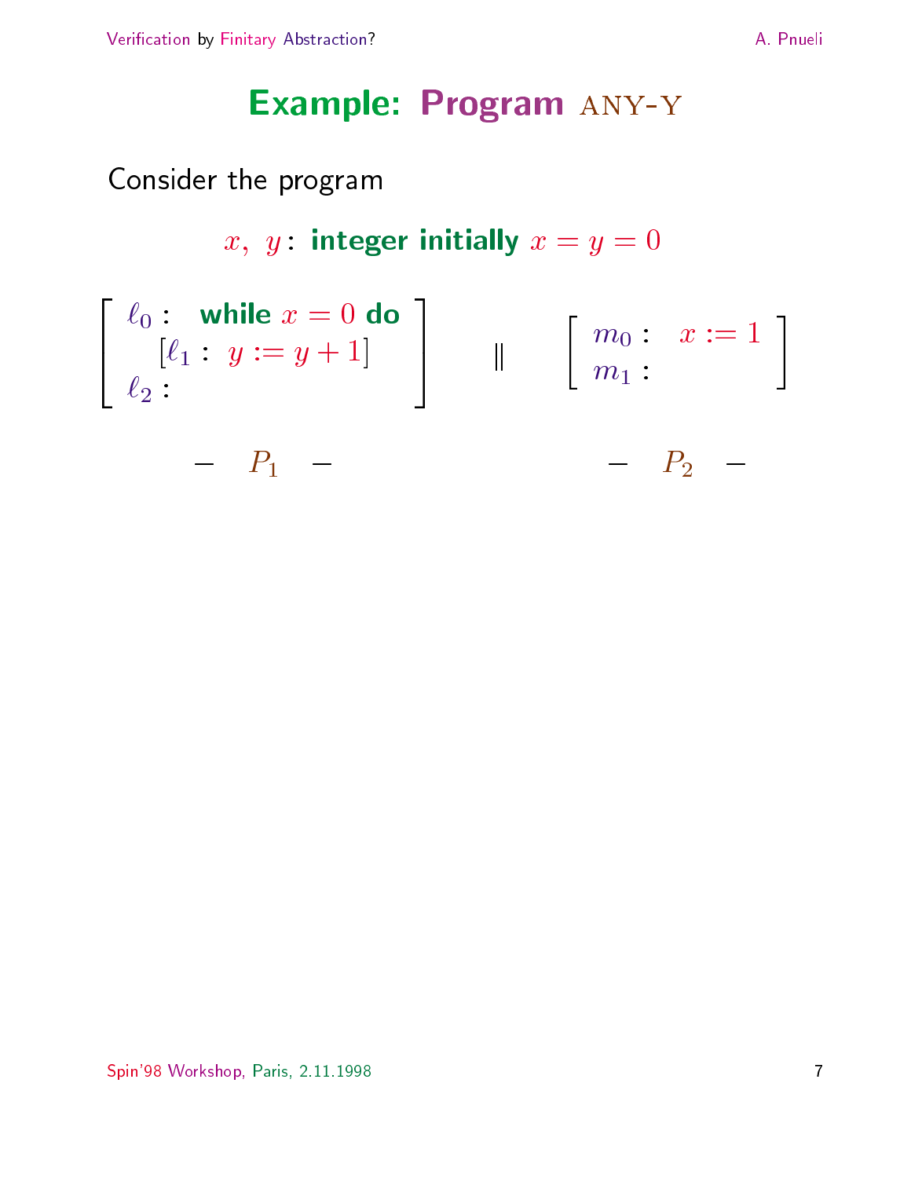# Example: Program ANY-Y

Consider the program

$$x,\ y\text{: } \textbf{integer initially } x = y = 0$$

$$\left[\begin{array}{l} \ell_0 : \quad \textbf{while } x = 0 \textbf{ do} \\ \qquad [\ell_1 :\ y := y + 1] \\ \ell_2 : \end{array}\right] \quad \| \quad \left[\begin{array}{l} m_0 : \quad x := 1 \\ m_1 : \end{array}\right]$$

$$- \quad P_1 \quad - \qquad\qquad\qquad - \quad P_2 \quad -$$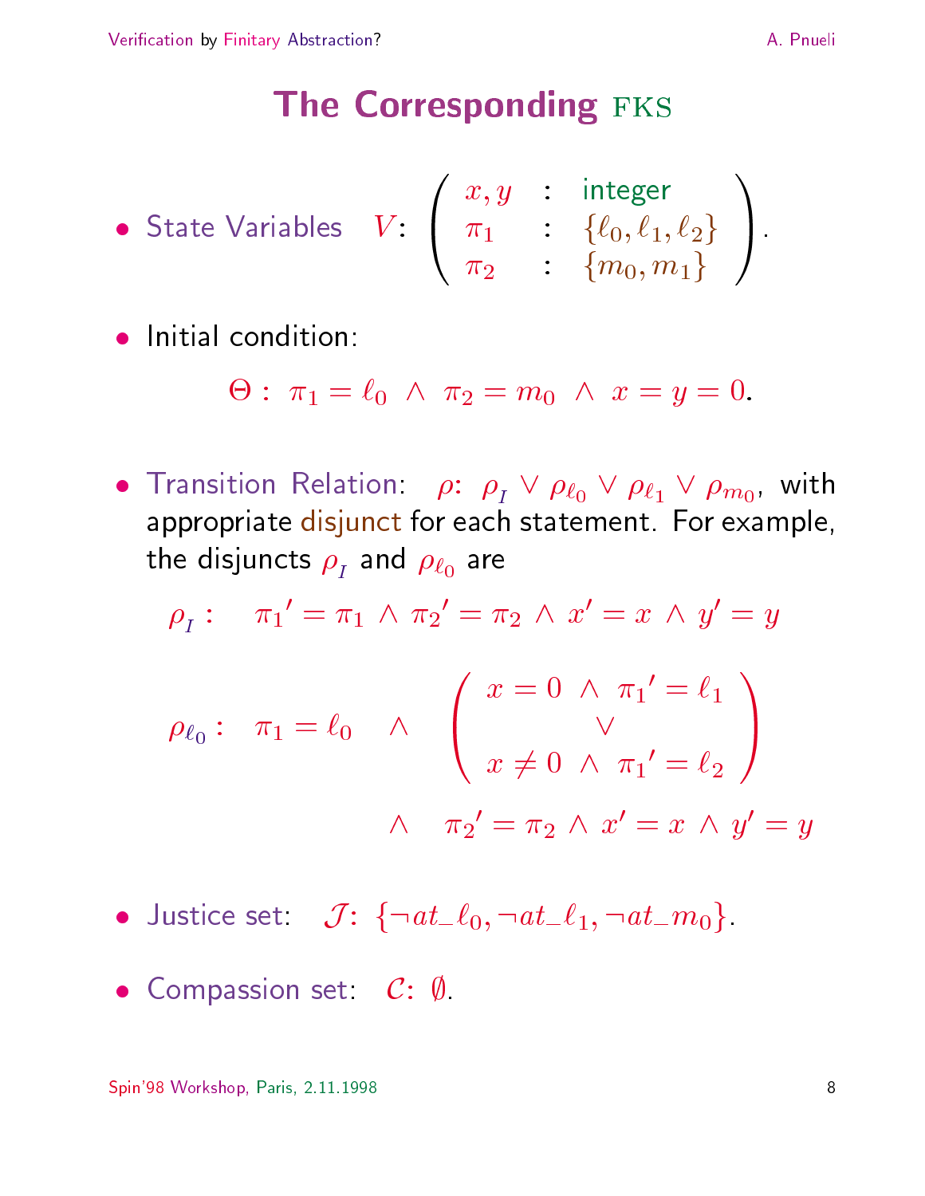# The Corresponding FKS

- State Variables $V$: $\left(\begin{array}{lcl} x, y & : & \text{integer} \\ \pi_1 & : & \{\ell_0, \ell_1, \ell_2\} \\ \pi_2 & : & \{m_0, m_1\} \end{array}\right)$.

- Initial condition:

$$\Theta: \ \pi_1 = \ell_0 \ \wedge \ \pi_2 = m_0 \ \wedge \ x = y = 0.$$

- Transition Relation: $\rho$: $\rho_I \vee \rho_{\ell_0} \vee \rho_{\ell_1} \vee \rho_{m_0}$, with appropriate disjunct for each statement. For example, the disjuncts $\rho_I$ and $\rho_{\ell_0}$ are

$$\rho_I: \quad {\pi_1}' = \pi_1 \wedge {\pi_2}' = \pi_2 \wedge x' = x \wedge y' = y$$

$$\rho_{\ell_0}: \quad \pi_1 = \ell_0 \quad \wedge \quad \left(\begin{array}{c} x = 0 \ \wedge \ {\pi_1}' = \ell_1 \\ \vee \\ x \neq 0 \ \wedge \ {\pi_1}' = \ell_2 \end{array}\right)$$

$$\wedge \quad {\pi_2}' = \pi_2 \wedge x' = x \wedge y' = y$$

- Justice set: $\mathcal{J}$: $\{\neg at\_\ell_0, \neg at\_\ell_1, \neg at\_m_0\}$.

- Compassion set: $\mathcal{C}$: $\emptyset$.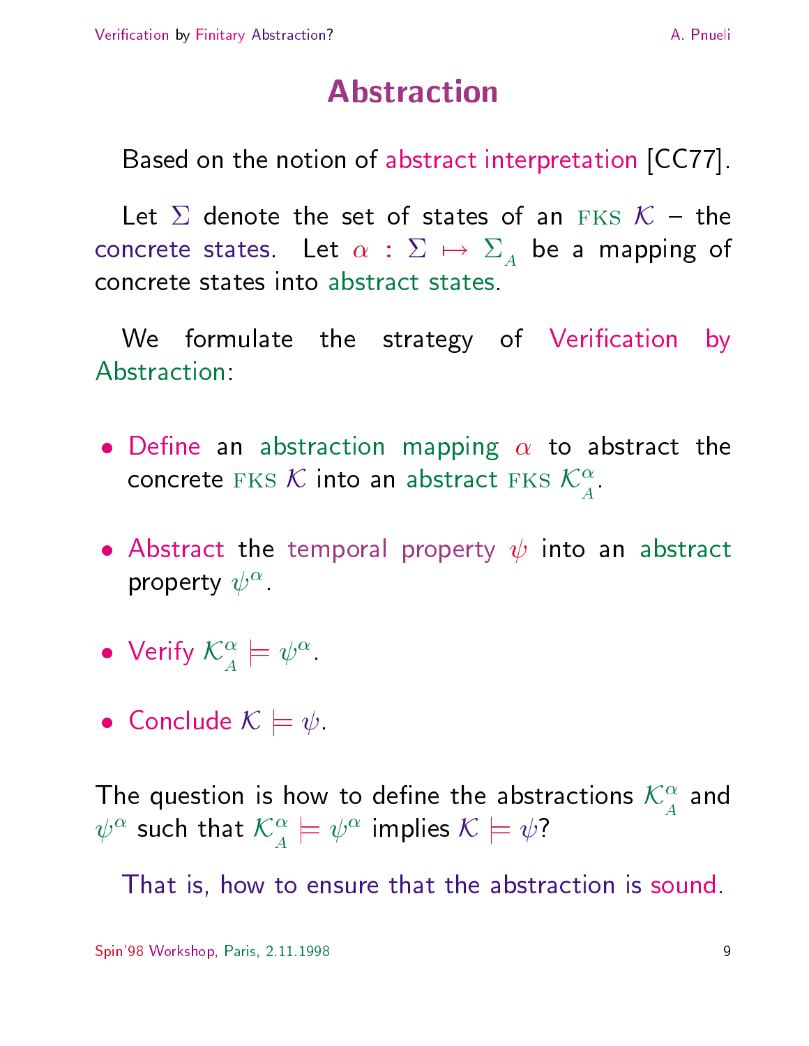# Abstraction

Based on the notion of abstract interpretation [CC77].

Let $\Sigma$ denote the set of states of an FKS $\mathcal{K}$ – the concrete states. Let $\alpha : \Sigma \mapsto \Sigma_A$ be a mapping of concrete states into abstract states.

We formulate the strategy of Verification by Abstraction:

- Define an abstraction mapping $\alpha$ to abstract the concrete FKS $\mathcal{K}$ into an abstract FKS $\mathcal{K}_A^\alpha$.
- Abstract the temporal property $\psi$ into an abstract property $\psi^\alpha$.
- Verify $\mathcal{K}_A^\alpha \models \psi^\alpha$.
- Conclude $\mathcal{K} \models \psi$.

The question is how to define the abstractions $\mathcal{K}_A^\alpha$ and $\psi^\alpha$ such that $\mathcal{K}_A^\alpha \models \psi^\alpha$ implies $\mathcal{K} \models \psi$?

That is, how to ensure that the abstraction is sound.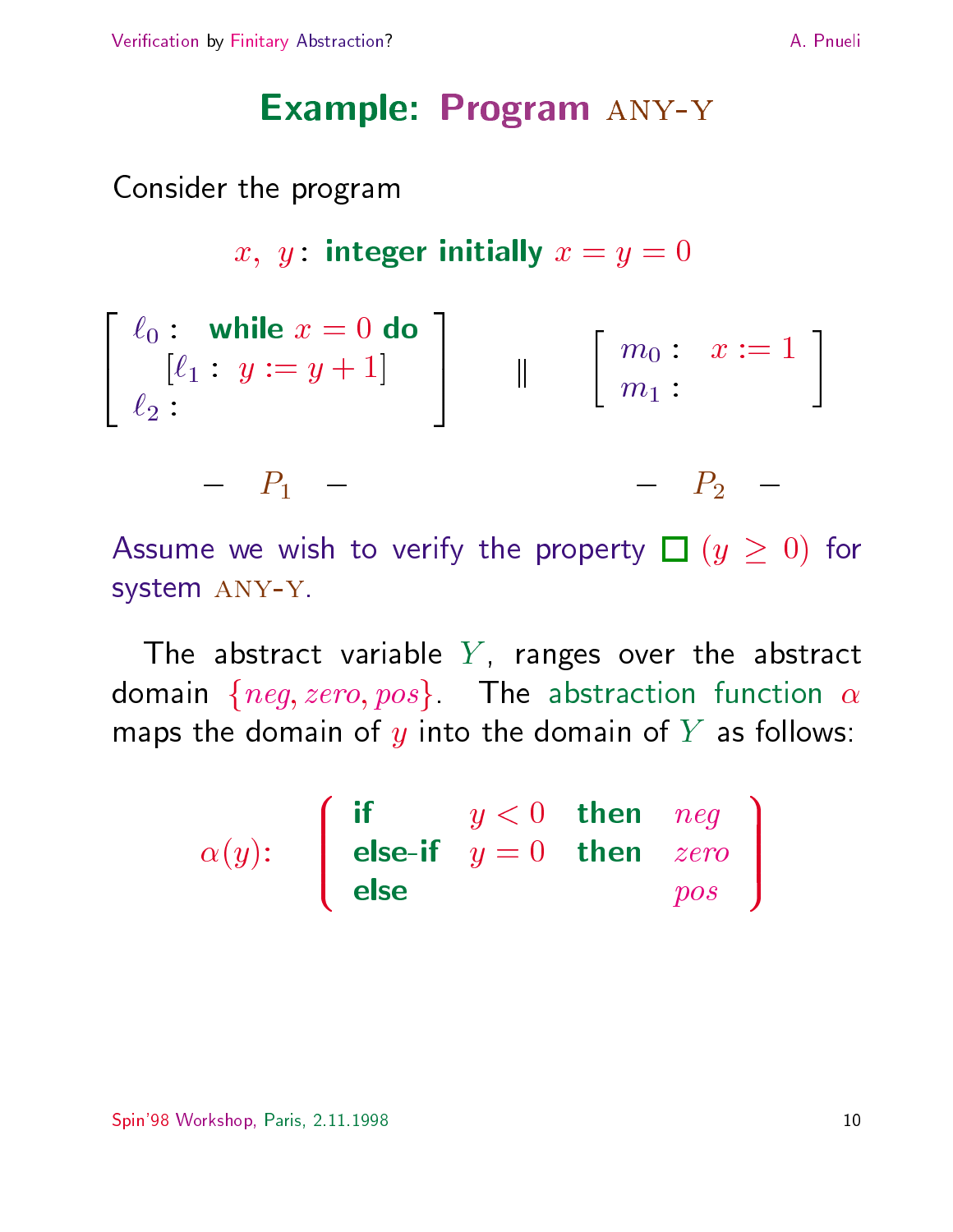# Example: Program ANY-Y

Consider the program

$$x,\ y: \textbf{ integer initially } x = y = 0$$

$$\left[\begin{array}{l} \ell_0: \quad \textbf{while } x = 0 \textbf{ do} \\ \quad [\ell_1:\ y := y + 1] \\ \ell_2: \end{array}\right] \quad \| \quad \left[\begin{array}{l} m_0: \quad x := 1 \\ m_1: \end{array}\right]$$

$$- \quad P_1 \quad - \qquad\qquad\qquad - \quad P_2 \quad -$$

Assume we wish to verify the property $\square\ (y \geq 0)$ for system ANY-Y.

The abstract variable $Y$, ranges over the abstract domain $\{neg, zero, pos\}$. The abstraction function $\alpha$ maps the domain of $y$ into the domain of $Y$ as follows:

$$\alpha(y): \quad \left(\begin{array}{llll} \textbf{if} & y < 0 & \textbf{then} & neg \\ \textbf{else-if} & y = 0 & \textbf{then} & zero \\ \textbf{else} & & & pos \end{array}\right)$$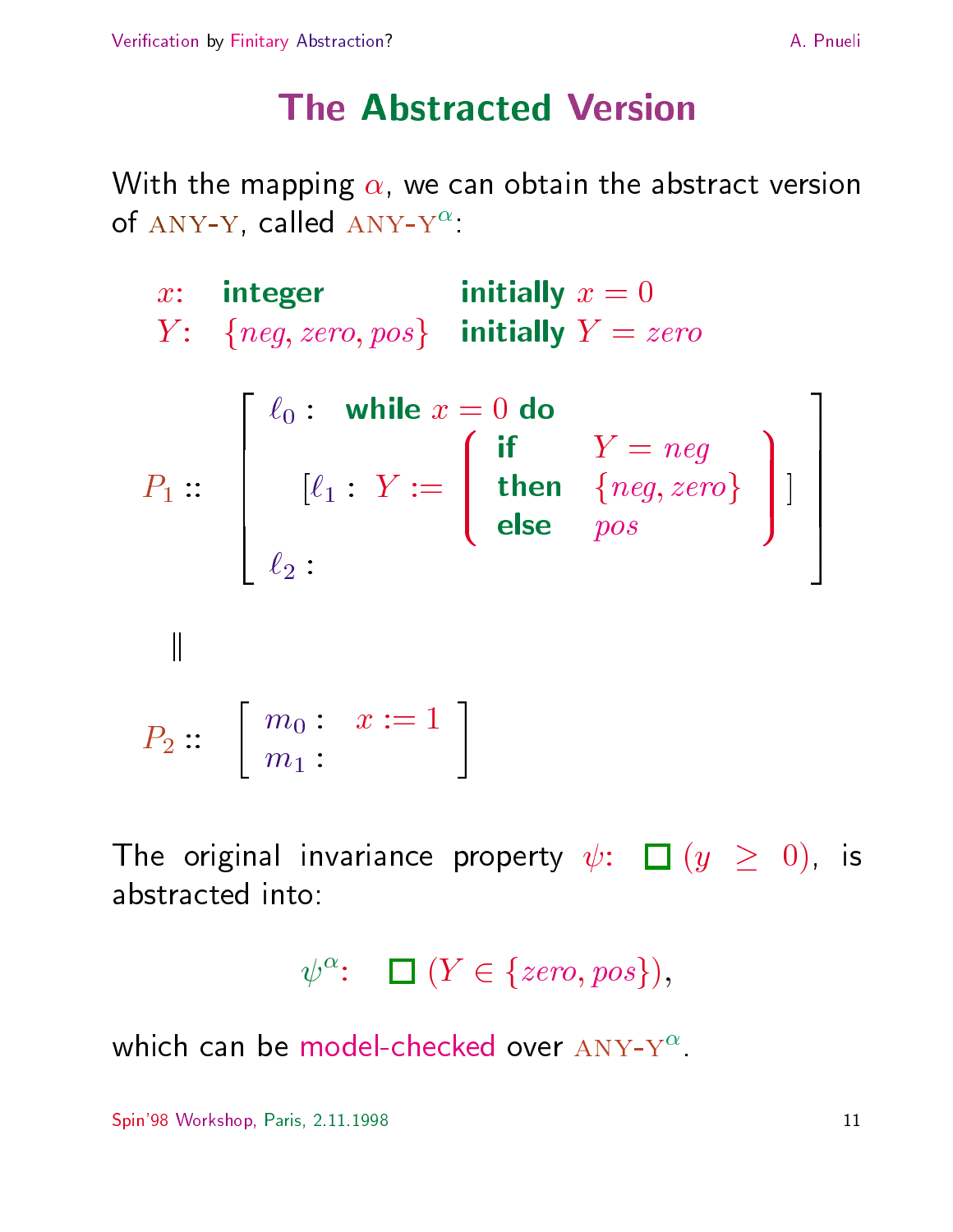# The Abstracted Version

With the mapping $\alpha$, we can obtain the abstract version of ANY-Y, called ANY-Y$^{\alpha}$:

$$
\begin{array}{lll}
x: & \textbf{integer} & \textbf{initially } x = 0 \\
Y: & \{neg, zero, pos\} & \textbf{initially } Y = zero
\end{array}
$$

$$
P_1 :: \left[ \begin{array}{l}
\ell_0 : \;\; \textbf{while } x = 0 \textbf{ do} \\
\qquad [\ell_1 : \; Y := \left( \begin{array}{ll} \textbf{if} & Y = neg \\ \textbf{then} & \{neg, zero\} \\ \textbf{else} & pos \end{array} \right) ] \\
\ell_2 :
\end{array} \right]
$$

$$\|$$

$$
P_2 :: \left[ \begin{array}{ll}
m_0 : & x := 1 \\
m_1 : &
\end{array} \right]
$$

The original invariance property $\psi$: $\Box\,(y \geq 0)$, is abstracted into:

$$\psi^{\alpha}: \quad \Box\,(Y \in \{zero, pos\}),$$

which can be model-checked over ANY-Y$^{\alpha}$.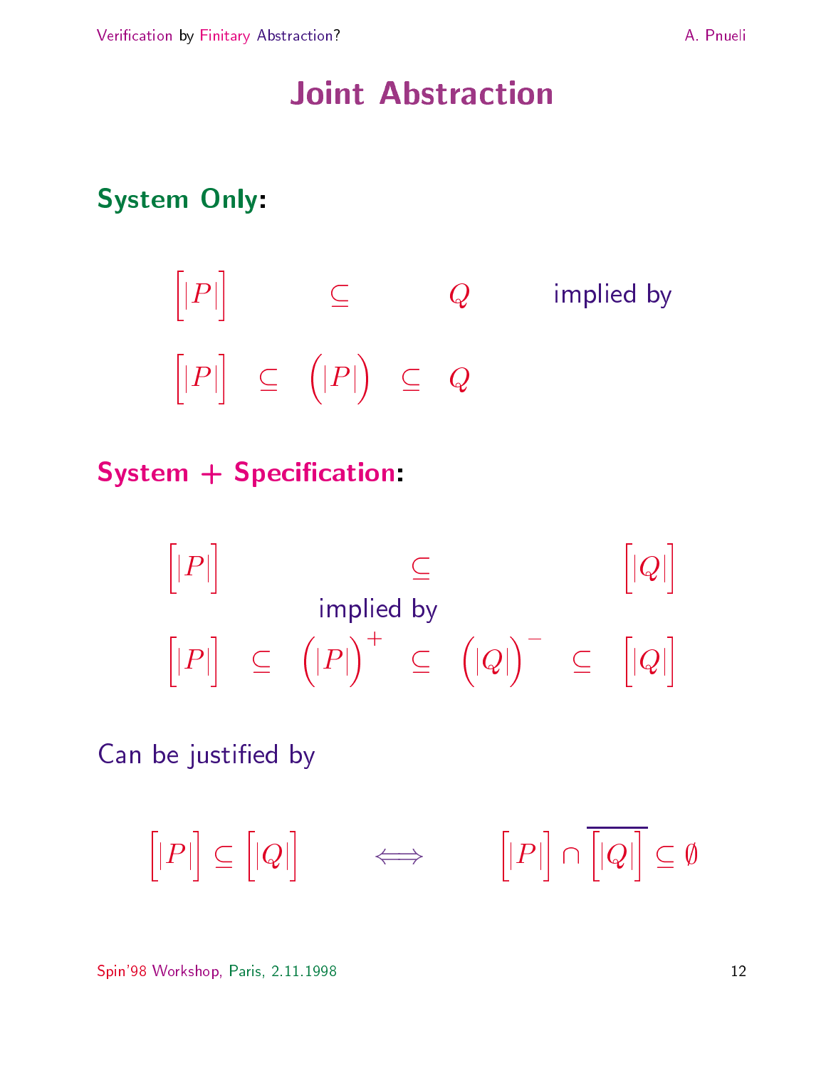# Joint Abstraction

**System Only:**

$$\left[\left|P\right|\right] \quad \subseteq \quad Q \qquad \text{implied by}$$

$$\left[\left|P\right|\right] \subseteq \left(\left|P\right|\right) \subseteq Q$$

**System + Specification:**

$$\left[\left|P\right|\right] \quad \subseteq \quad \left[\left|Q\right|\right]$$

implied by

$$\left[\left|P\right|\right] \subseteq \left(\left|P\right|\right)^{+} \subseteq \left(\left|Q\right|\right)^{-} \subseteq \left[\left|Q\right|\right]$$

Can be justified by

$$\left[\left|P\right|\right] \subseteq \left[\left|Q\right|\right] \qquad \Longleftrightarrow \qquad \left[\left|P\right|\right] \cap \overline{\left[\left|Q\right|\right]} \subseteq \emptyset$$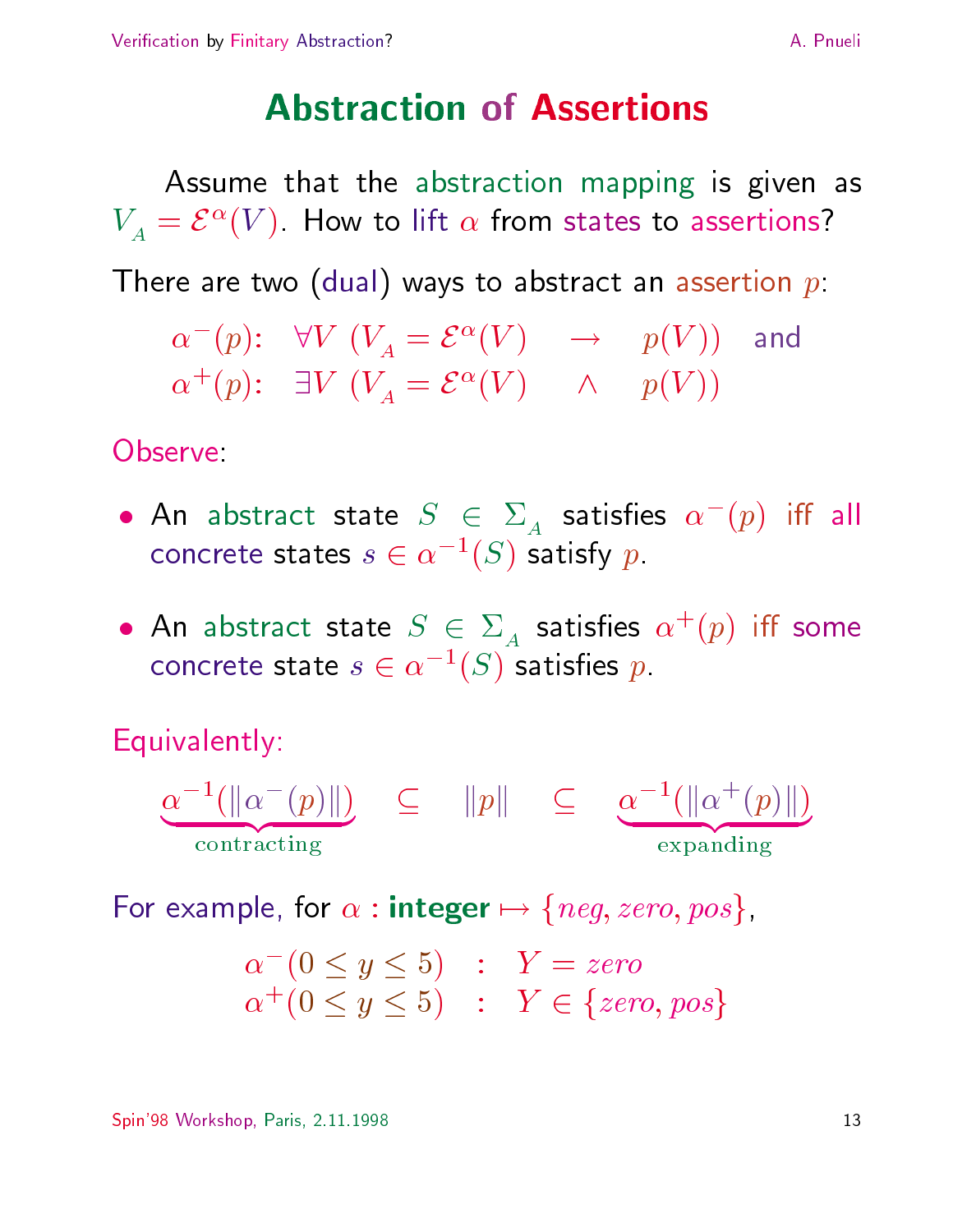# Abstraction of Assertions

Assume that the abstraction mapping is given as $V_A = \mathcal{E}^\alpha(V)$. How to lift $\alpha$ from states to assertions?

There are two (dual) ways to abstract an assertion $p$:

$$
\begin{array}{lll}
\alpha^-(p): & \forall V \; (V_A = \mathcal{E}^\alpha(V) \quad \rightarrow \quad p(V)) & \text{and} \\
\alpha^+(p): & \exists V \; (V_A = \mathcal{E}^\alpha(V) \quad \wedge \quad p(V)) &
\end{array}
$$

Observe:

- An abstract state $S \in \Sigma_A$ satisfies $\alpha^-(p)$ iff all concrete states $s \in \alpha^{-1}(S)$ satisfy $p$.

- An abstract state $S \in \Sigma_A$ satisfies $\alpha^+(p)$ iff some concrete state $s \in \alpha^{-1}(S)$ satisfies $p$.

Equivalently:

$$
\underbrace{\alpha^{-1}(\|\alpha^-(p)\|)}_{\text{contracting}} \quad \subseteq \quad \|p\| \quad \subseteq \quad \underbrace{\alpha^{-1}(\|\alpha^+(p)\|)}_{\text{expanding}}
$$

For example, for $\alpha : \textbf{integer} \mapsto \{neg, zero, pos\}$,

$$
\begin{array}{lll}
\alpha^-(0 \leq y \leq 5) & : & Y = zero \\
\alpha^+(0 \leq y \leq 5) & : & Y \in \{zero, pos\}
\end{array}
$$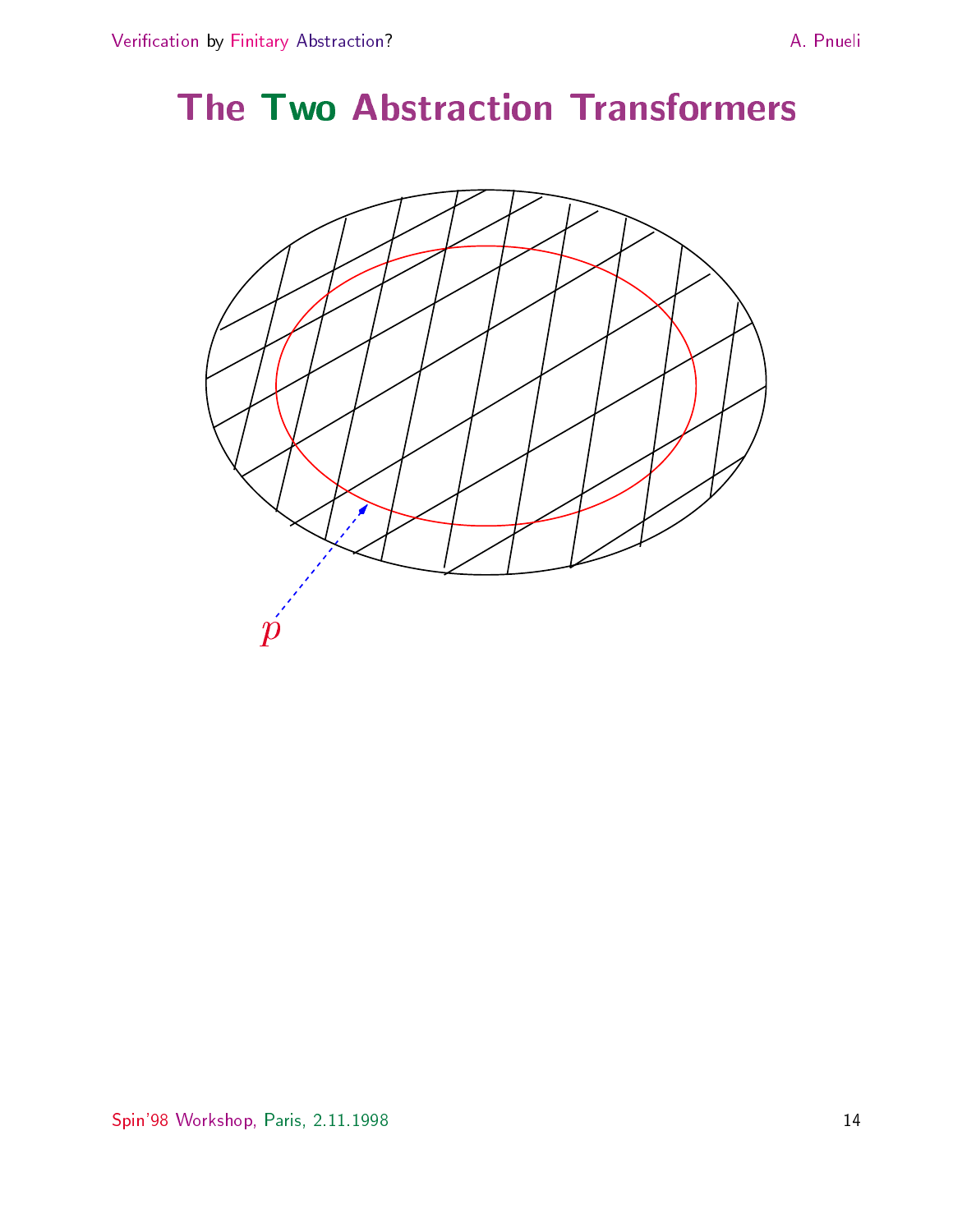# The Two Abstraction Transformers

$p$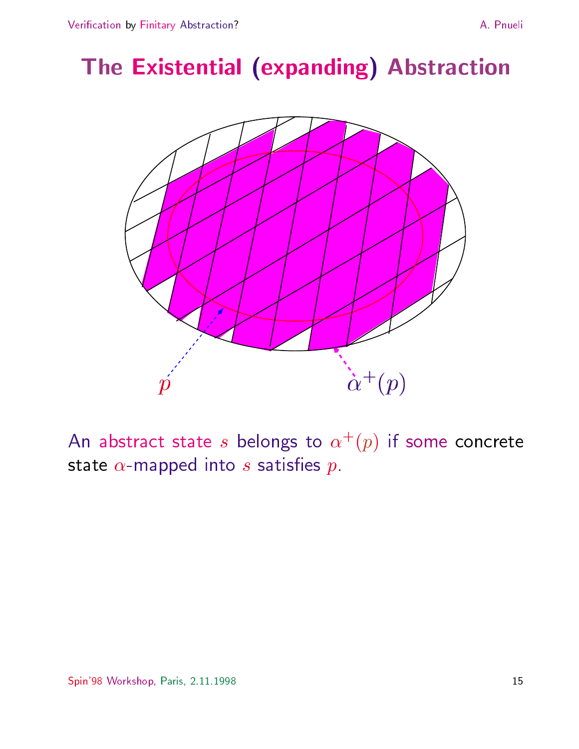# The Existential (expanding) Abstraction

$p$ $\alpha^+(p)$

An abstract state $s$ belongs to $\alpha^+(p)$ if some concrete state $\alpha$-mapped into $s$ satisfies $p$.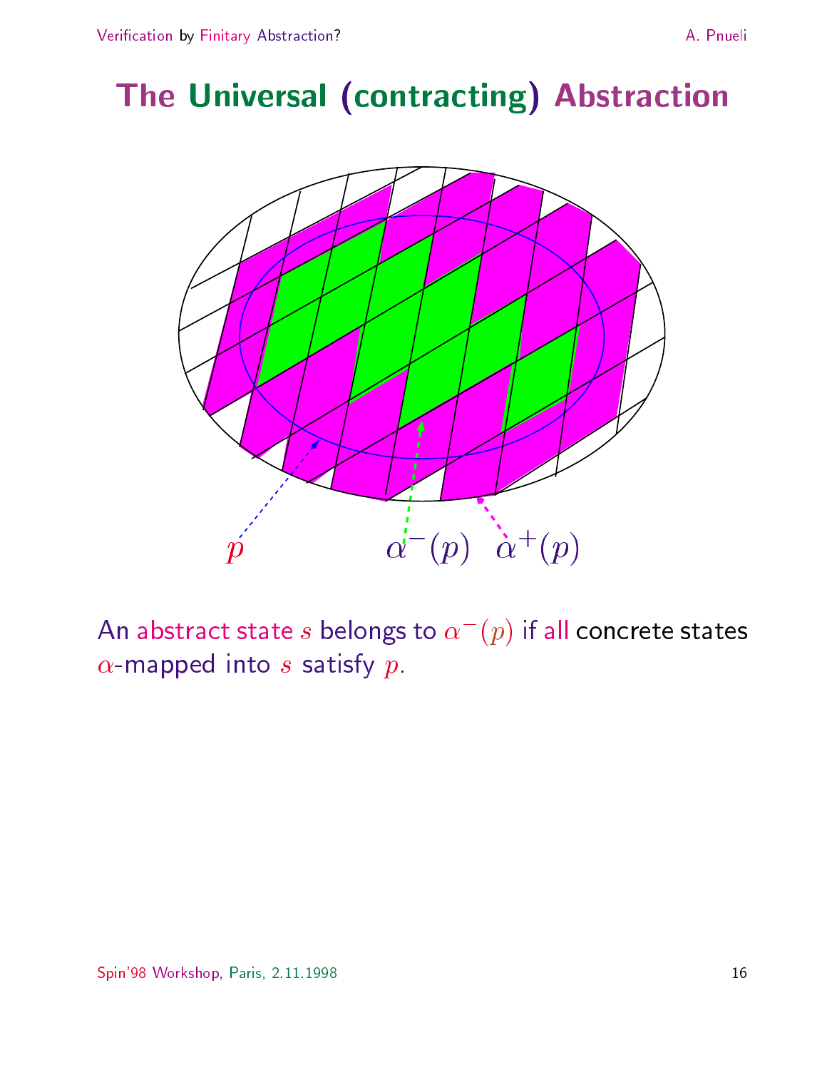# The Universal (contracting) Abstraction

$p$ $\alpha^-(p)$ $\alpha^+(p)$

An abstract state $s$ belongs to $\alpha^-(p)$ if all concrete states $\alpha$-mapped into $s$ satisfy $p$.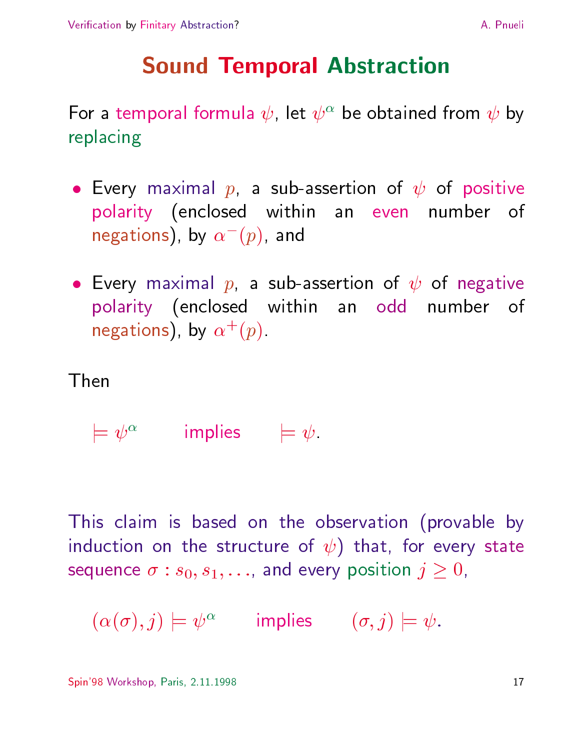# Sound Temporal Abstraction

For a temporal formula $\psi$, let $\psi^\alpha$ be obtained from $\psi$ by replacing

- Every maximal $p$, a sub-assertion of $\psi$ of positive polarity (enclosed within an even number of negations), by $\alpha^-(p)$, and
- Every maximal $p$, a sub-assertion of $\psi$ of negative polarity (enclosed within an odd number of negations), by $\alpha^+(p)$.

Then

$$\models \psi^\alpha \qquad \text{implies} \qquad \models \psi.$$

This claim is based on the observation (provable by induction on the structure of $\psi$) that, for every state sequence $\sigma : s_0, s_1, \ldots$, and every position $j \geq 0$,

$$(\alpha(\sigma), j) \models \psi^\alpha \qquad \text{implies} \qquad (\sigma, j) \models \psi.$$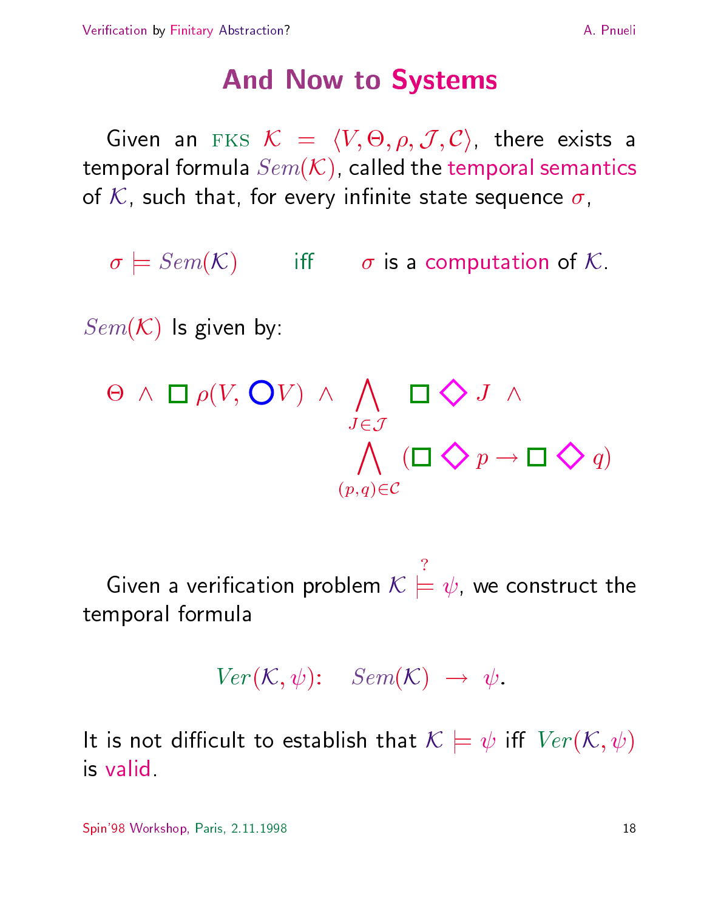# And Now to Systems

Given an FKS $\mathcal{K} = \langle V, \Theta, \rho, \mathcal{J}, \mathcal{C} \rangle$, there exists a temporal formula $Sem(\mathcal{K})$, called the temporal semantics of $\mathcal{K}$, such that, for every infinite state sequence $\sigma$,

$$\sigma \models Sem(\mathcal{K}) \qquad \text{iff} \qquad \sigma \text{ is a computation of } \mathcal{K}.$$

$Sem(\mathcal{K})$ Is given by:

$$\Theta \;\wedge\; \Box\, \rho(V, \bigcirc V) \;\wedge\; \bigwedge_{J \in \mathcal{J}} \Box \Diamond\, J \;\wedge\; \bigwedge_{(p,q) \in \mathcal{C}} (\Box \Diamond\, p \rightarrow \Box \Diamond\, q)$$

Given a verification problem $\mathcal{K} \overset{?}{\models} \psi$, we construct the temporal formula

$$Ver(\mathcal{K}, \psi): \quad Sem(\mathcal{K}) \;\rightarrow\; \psi.$$

It is not difficult to establish that $\mathcal{K} \models \psi$ iff $Ver(\mathcal{K}, \psi)$ is valid.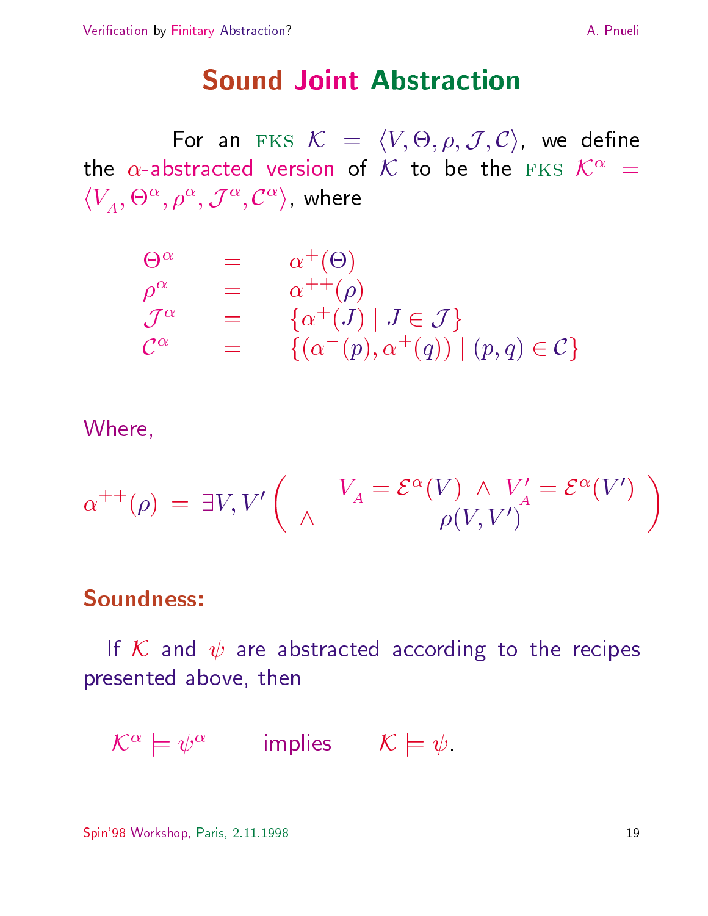# Sound Joint Abstraction

For an FKS $\mathcal{K} = \langle V, \Theta, \rho, \mathcal{J}, \mathcal{C} \rangle$, we define the $\alpha$-abstracted version of $\mathcal{K}$ to be the FKS $\mathcal{K}^\alpha = \langle V_A, \Theta^\alpha, \rho^\alpha, \mathcal{J}^\alpha, \mathcal{C}^\alpha \rangle$, where

$$
\begin{array}{lcl}
\Theta^\alpha & = & \alpha^+(\Theta) \\
\rho^\alpha & = & \alpha^{++}(\rho) \\
\mathcal{J}^\alpha & = & \{\alpha^+(J) \mid J \in \mathcal{J}\} \\
\mathcal{C}^\alpha & = & \{(\alpha^-(p), \alpha^+(q)) \mid (p, q) \in \mathcal{C}\}
\end{array}
$$

Where,

$$
\alpha^{++}(\rho) \; = \; \exists V, V' \left( \begin{array}{lc} & V_A = \mathcal{E}^\alpha(V) \;\wedge\; V'_A = \mathcal{E}^\alpha(V') \\ \wedge & \rho(V, V') \end{array} \right)
$$

**Soundness:**

If $\mathcal{K}$ and $\psi$ are abstracted according to the recipes presented above, then

$\mathcal{K}^\alpha \models \psi^\alpha$ implies $\mathcal{K} \models \psi$.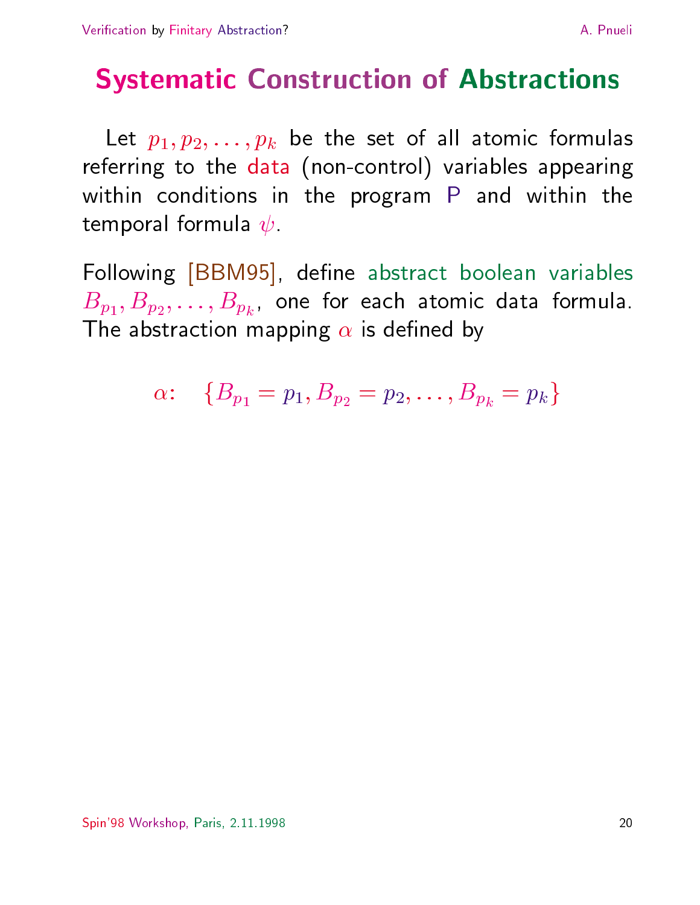# Systematic Construction of Abstractions

Let $p_1, p_2, \ldots, p_k$ be the set of all atomic formulas referring to the data (non-control) variables appearing within conditions in the program P and within the temporal formula $\psi$.

Following [BBM95], define abstract boolean variables $B_{p_1}, B_{p_2}, \ldots, B_{p_k}$, one for each atomic data formula. The abstraction mapping $\alpha$ is defined by

$$\alpha: \quad \{B_{p_1} = p_1, B_{p_2} = p_2, \ldots, B_{p_k} = p_k\}$$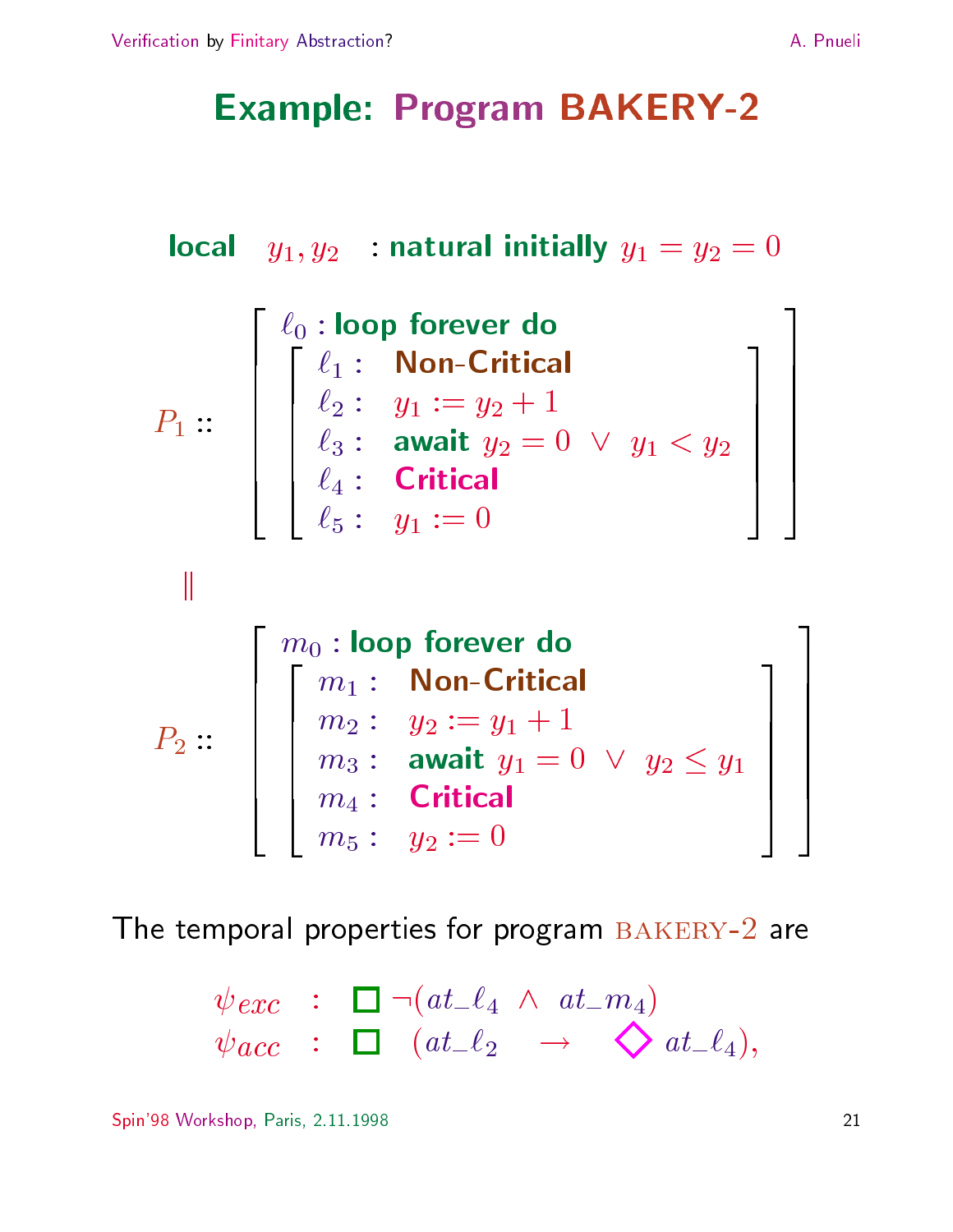# Example: Program BAKERY-2

**local** $y_1, y_2$ : **natural initially** $y_1 = y_2 = 0$

$$
P_1 :: \left[\begin{array}{l} \ell_0 : \textbf{loop forever do} \\ \left[\begin{array}{ll} \ell_1 : & \textbf{Non-Critical} \\ \ell_2 : & y_1 := y_2 + 1 \\ \ell_3 : & \textbf{await } y_2 = 0 \;\vee\; y_1 < y_2 \\ \ell_4 : & \textbf{Critical} \\ \ell_5 : & y_1 := 0 \end{array}\right] \end{array}\right]
$$

$\|$

$$
P_2 :: \left[\begin{array}{l} m_0 : \textbf{loop forever do} \\ \left[\begin{array}{ll} m_1 : & \textbf{Non-Critical} \\ m_2 : & y_2 := y_1 + 1 \\ m_3 : & \textbf{await } y_1 = 0 \;\vee\; y_2 \leq y_1 \\ m_4 : & \textbf{Critical} \\ m_5 : & y_2 := 0 \end{array}\right] \end{array}\right]
$$

The temporal properties for program BAKERY-2 are

$$
\begin{array}{lll}
\psi_{exc} & : & \Box\, \neg(at\_\ell_4 \;\wedge\; at\_m_4) \\
\psi_{acc} & : & \Box\, (at\_\ell_2 \;\rightarrow\; \Diamond\, at\_\ell_4),
\end{array}
$$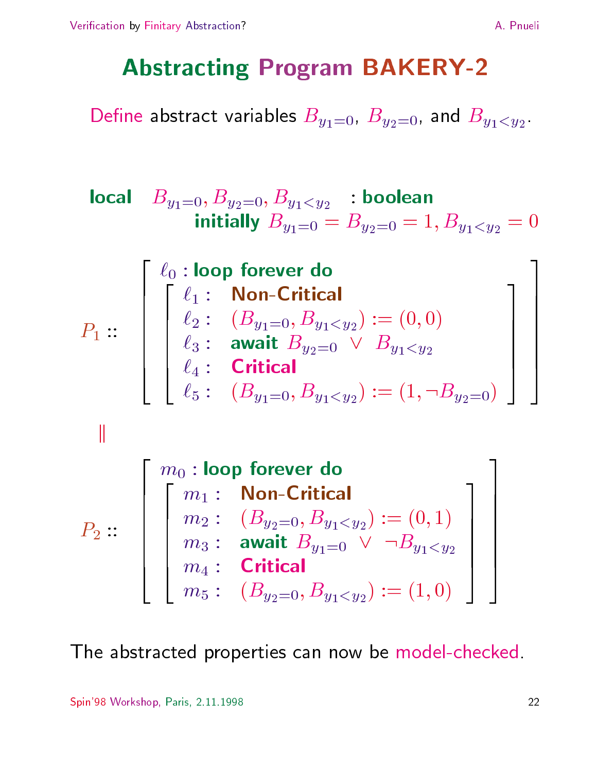# Abstracting Program BAKERY-2

Define abstract variables $B_{y1=0}$, $B_{y2=0}$, and $B_{y1<y2}$.

**local** $B_{y1=0}, B_{y2=0}, B_{y1<y2}$ : **boolean**
**initially** $B_{y1=0} = B_{y2=0} = 1, B_{y1<y2} = 0$

$$
P_1 :: \left[ \begin{array}{l} \ell_0 : \textbf{loop forever do} \\ \left[ \begin{array}{ll} \ell_1 : & \textbf{Non-Critical} \\ \ell_2 : & (B_{y1=0}, B_{y1<y2}) := (0, 0) \\ \ell_3 : & \textbf{await } B_{y2=0} \ \vee \ B_{y1<y2} \\ \ell_4 : & \textbf{Critical} \\ \ell_5 : & (B_{y1=0}, B_{y1<y2}) := (1, \neg B_{y2=0}) \end{array} \right] \end{array} \right]
$$

$\|$

$$
P_2 :: \left[ \begin{array}{l} m_0 : \textbf{loop forever do} \\ \left[ \begin{array}{ll} m_1 : & \textbf{Non-Critical} \\ m_2 : & (B_{y2=0}, B_{y1<y2}) := (0, 1) \\ m_3 : & \textbf{await } B_{y1=0} \ \vee \ \neg B_{y1<y2} \\ m_4 : & \textbf{Critical} \\ m_5 : & (B_{y2=0}, B_{y1<y2}) := (1, 0) \end{array} \right] \end{array} \right]
$$

The abstracted properties can now be model-checked.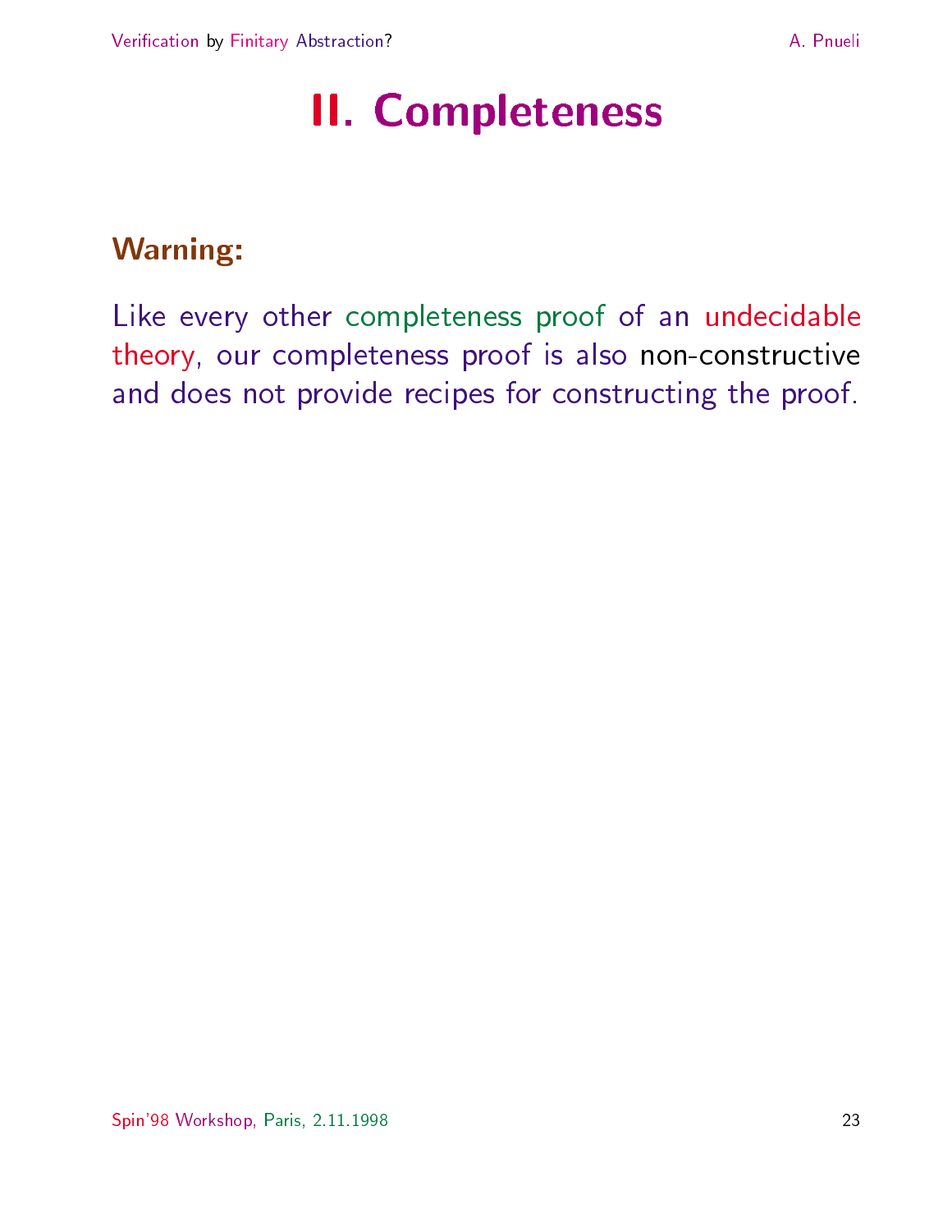# II. Completeness

**Warning:**

Like every other completeness proof of an undecidable theory, our completeness proof is also non-constructive and does not provide recipes for constructing the proof.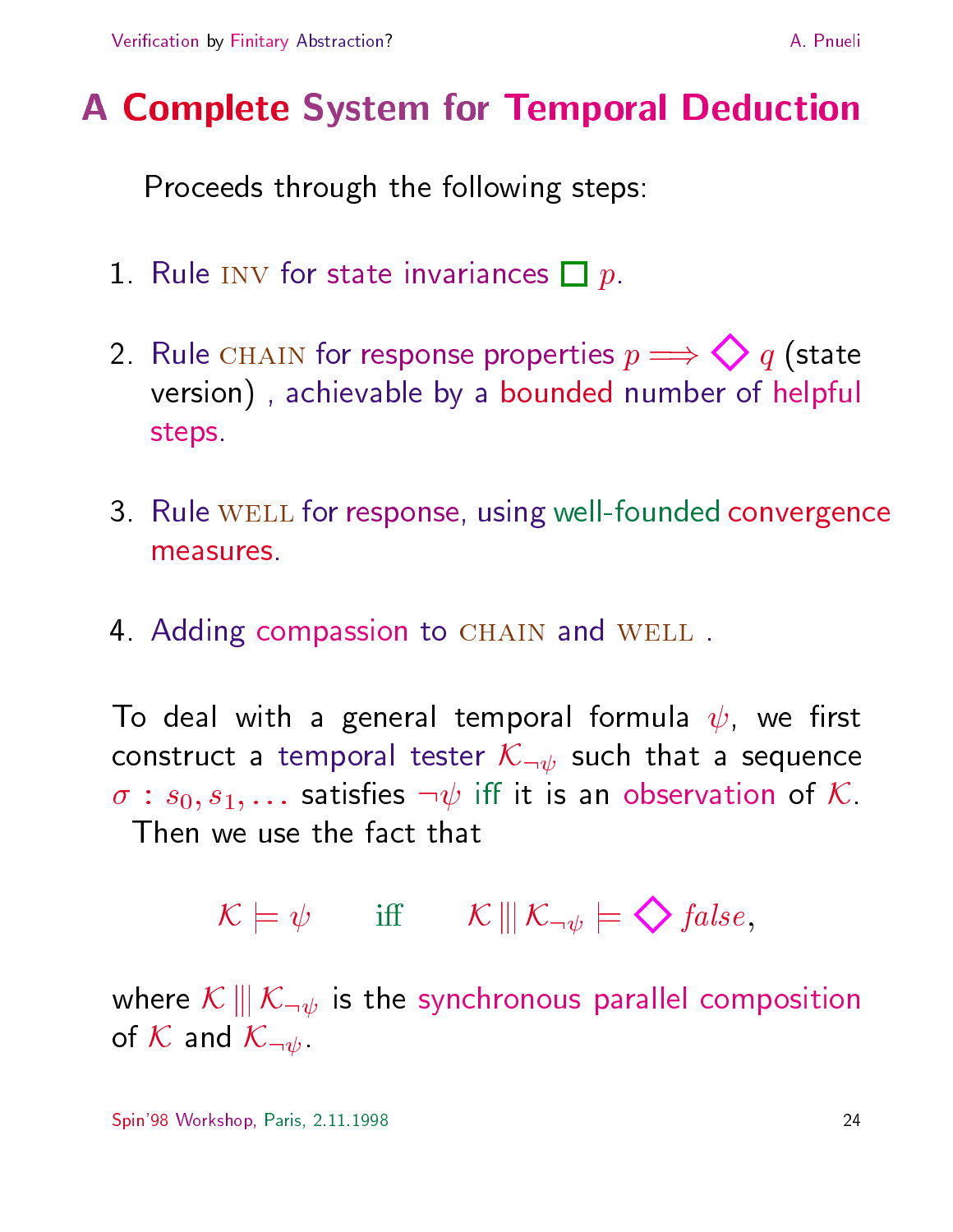# A Complete System for Temporal Deduction

Proceeds through the following steps:

1. Rule INV for state invariances $\Box\, p$.
2. Rule CHAIN for response properties $p \Longrightarrow \Diamond\, q$ (state version) , achievable by a bounded number of helpful steps.
3. Rule WELL for response, using well-founded convergence measures.
4. Adding compassion to CHAIN and WELL .

To deal with a general temporal formula $\psi$, we first construct a temporal tester $\mathcal{K}_{\neg\psi}$ such that a sequence $\sigma : s_0, s_1, \ldots$ satisfies $\neg\psi$ iff it is an observation of $\mathcal{K}$. Then we use the fact that

$$\mathcal{K} \models \psi \qquad \text{iff} \qquad \mathcal{K} \,|||\, \mathcal{K}_{\neg\psi} \models \Diamond\, \mathit{false},$$

where $\mathcal{K} \,|||\, \mathcal{K}_{\neg\psi}$ is the synchronous parallel composition of $\mathcal{K}$ and $\mathcal{K}_{\neg\psi}$.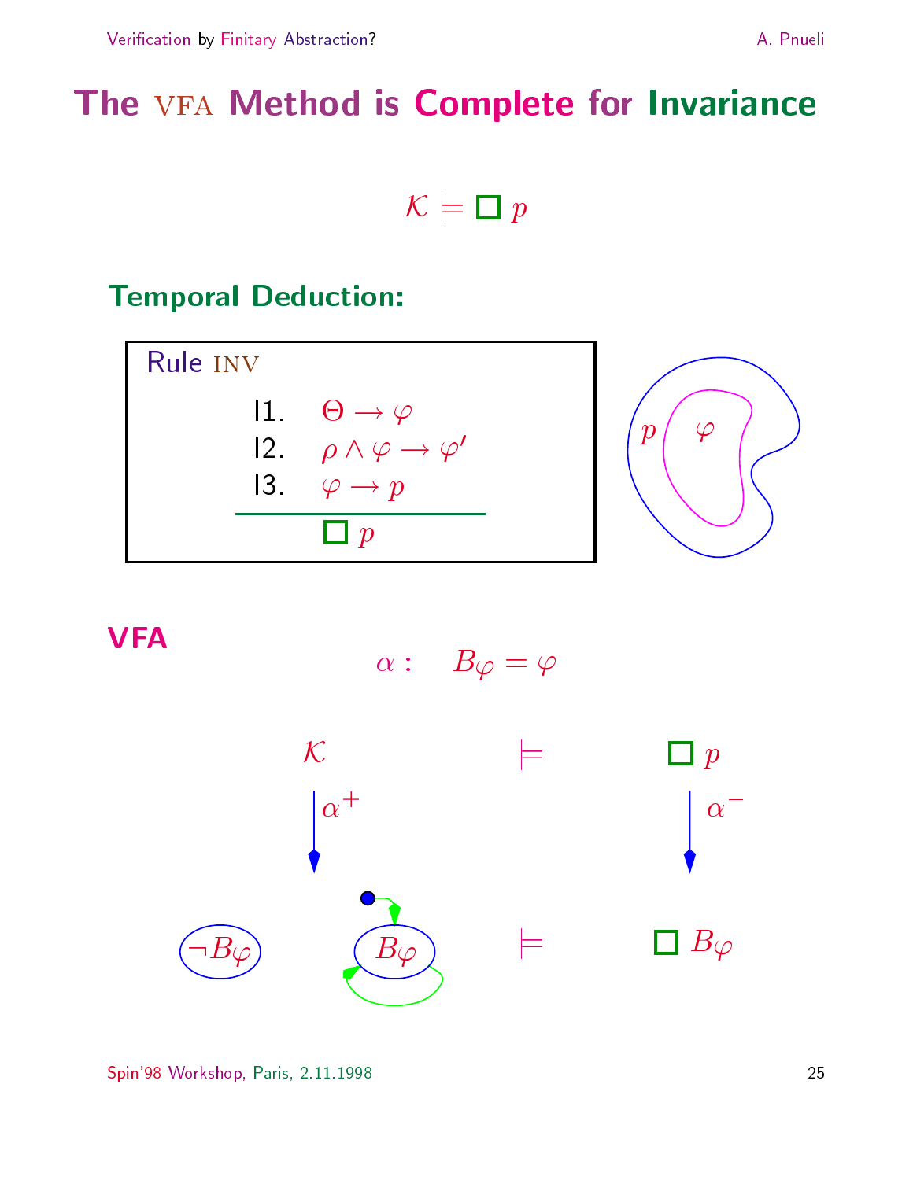# The VFA Method is Complete for Invariance

$$\mathcal{K} \models \Box\, p$$

## Temporal Deduction:

**Rule** INV

| | |
|---|---|
| I1. | $\Theta \rightarrow \varphi$ |
| I2. | $\rho \wedge \varphi \rightarrow \varphi'$ |
| I3. | $\varphi \rightarrow p$ |

$$\Box\, p$$

$p$ $\varphi$

## VFA

$$\alpha : \quad B_\varphi = \varphi$$

$$\mathcal{K} \quad \models \quad \Box\, p$$

$\alpha^+$ $\alpha^-$

$\neg B_\varphi$ $\quad B_\varphi \quad \models \quad \Box\, B_\varphi$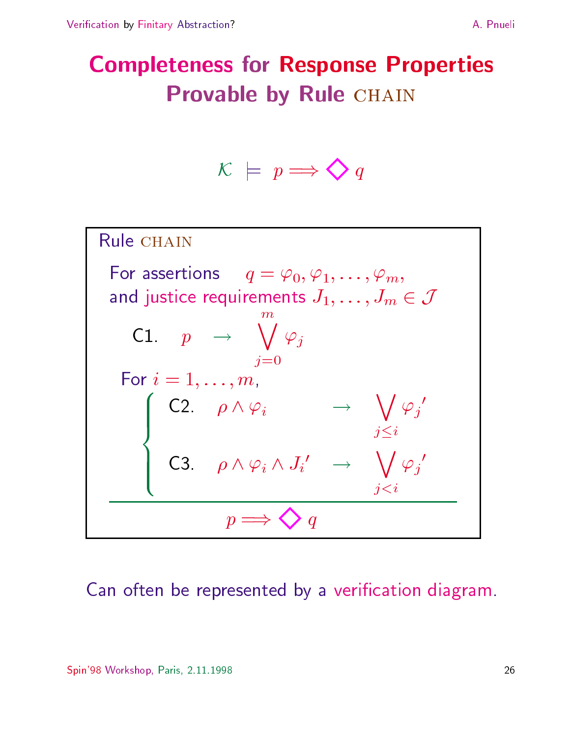# Completeness for Response Properties Provable by Rule CHAIN

$$\mathcal{K} \models p \Longrightarrow \Diamond q$$

**Rule CHAIN**

For assertions $q = \varphi_0, \varphi_1, \ldots, \varphi_m$,
and justice requirements $J_1, \ldots, J_m \in \mathcal{J}$

C1. $p \rightarrow \bigvee_{j=0}^{m} \varphi_j$

For $i = 1, \ldots, m$,

C2. $\rho \wedge \varphi_i \rightarrow \bigvee_{j \leq i} \varphi_j'$

C3. $\rho \wedge \varphi_i \wedge J_i' \rightarrow \bigvee_{j < i} \varphi_j'$

---

$$p \Longrightarrow \Diamond q$$

Can often be represented by a verification diagram.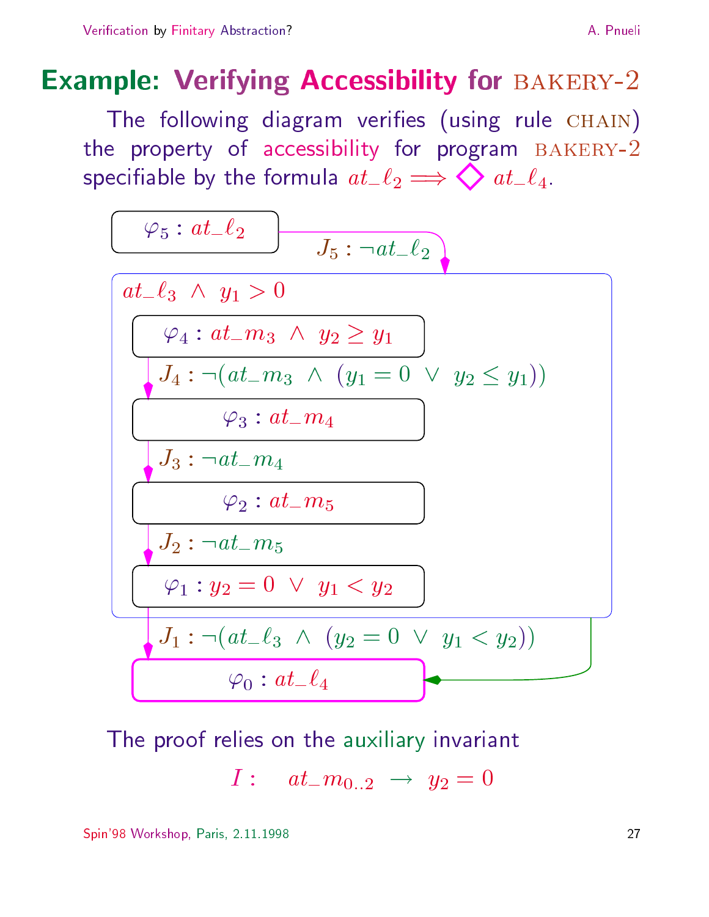# Example: Verifying Accessibility for BAKERY-2

The following diagram verifies (using rule CHAIN) the property of accessibility for program BAKERY-2 specifiable by the formula $at\_\ell_2 \Longrightarrow \diamondsuit\, at\_\ell_4$.

$\varphi_5 : at\_\ell_2$

$J_5 : \neg at\_\ell_2$

$at\_\ell_3 \;\wedge\; y_1 > 0$

$\varphi_4 : at\_m_3 \;\wedge\; y_2 \geq y_1$

$J_4 : \neg(at\_m_3 \;\wedge\; (y_1 = 0 \;\vee\; y_2 \leq y_1))$

$\varphi_3 : at\_m_4$

$J_3 : \neg at\_m_4$

$\varphi_2 : at\_m_5$

$J_2 : \neg at\_m_5$

$\varphi_1 : y_2 = 0 \;\vee\; y_1 < y_2$

$J_1 : \neg(at\_\ell_3 \;\wedge\; (y_2 = 0 \;\vee\; y_1 < y_2))$

$\varphi_0 : at\_\ell_4$

The proof relies on the auxiliary invariant

$$I : \quad at\_m_{0..2} \;\rightarrow\; y_2 = 0$$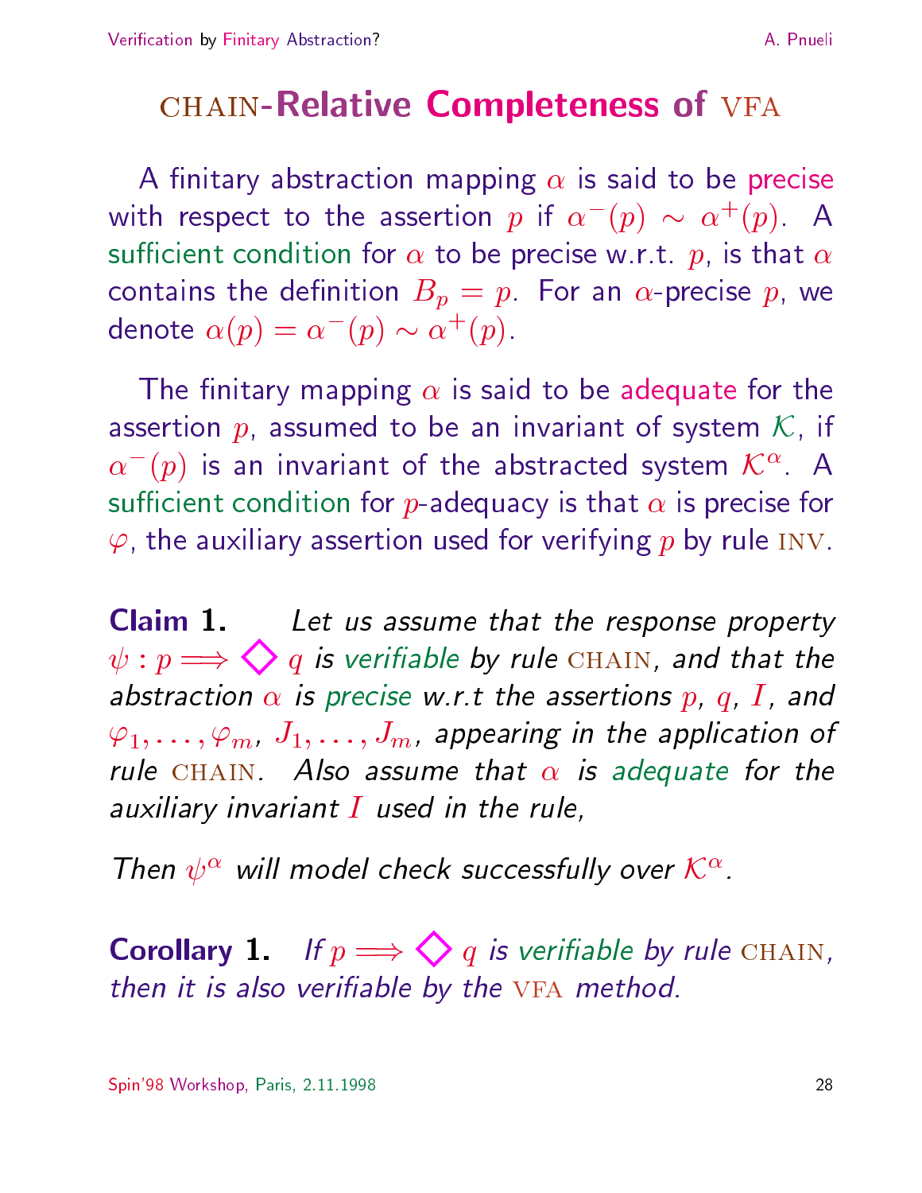# CHAIN-Relative Completeness of VFA

A finitary abstraction mapping $\alpha$ is said to be precise with respect to the assertion $p$ if $\alpha^-(p) \sim \alpha^+(p)$. A sufficient condition for $\alpha$ to be precise w.r.t. $p$, is that $\alpha$ contains the definition $B_p = p$. For an $\alpha$-precise $p$, we denote $\alpha(p) = \alpha^-(p) \sim \alpha^+(p)$.

The finitary mapping $\alpha$ is said to be adequate for the assertion $p$, assumed to be an invariant of system $\mathcal{K}$, if $\alpha^-(p)$ is an invariant of the abstracted system $\mathcal{K}^\alpha$. A sufficient condition for $p$-adequacy is that $\alpha$ is precise for $\varphi$, the auxiliary assertion used for verifying $p$ by rule INV.

**Claim 1.** *Let us assume that the response property $\psi : p \Longrightarrow \diamondsuit\, q$ is verifiable by rule CHAIN, and that the abstraction $\alpha$ is precise w.r.t the assertions $p$, $q$, $I$, and $\varphi_1, \ldots, \varphi_m$, $J_1, \ldots, J_m$, appearing in the application of rule CHAIN. Also assume that $\alpha$ is adequate for the auxiliary invariant $I$ used in the rule,*

*Then $\psi^\alpha$ will model check successfully over $\mathcal{K}^\alpha$.*

**Corollary 1.** *If $p \Longrightarrow \diamondsuit\, q$ is verifiable by rule CHAIN, then it is also verifiable by the VFA method.*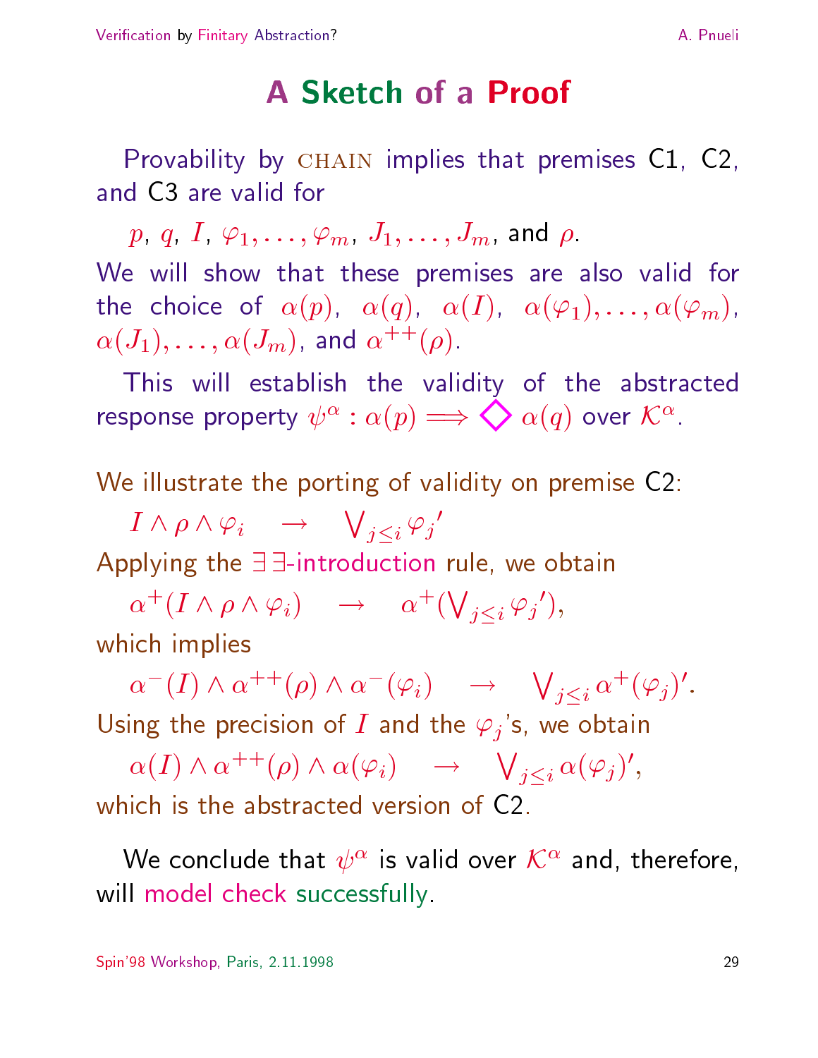# A Sketch of a Proof

Provability by CHAIN implies that premises C1, C2, and C3 are valid for

$p$, $q$, $I$, $\varphi_1, \ldots, \varphi_m$, $J_1, \ldots, J_m$, and $\rho$.

We will show that these premises are also valid for the choice of $\alpha(p)$, $\alpha(q)$, $\alpha(I)$, $\alpha(\varphi_1), \ldots, \alpha(\varphi_m)$, $\alpha(J_1), \ldots, \alpha(J_m)$, and $\alpha^{++}(\rho)$.

This will establish the validity of the abstracted response property $\psi^\alpha : \alpha(p) \Longrightarrow \Diamond\, \alpha(q)$ over $\mathcal{K}^\alpha$.

We illustrate the porting of validity on premise C2:

$$I \wedge \rho \wedge \varphi_i \quad \rightarrow \quad \bigvee_{j \leq i} \varphi_j{}'$$

Applying the $\exists\exists$-introduction rule, we obtain

$$\alpha^+(I \wedge \rho \wedge \varphi_i) \quad \rightarrow \quad \alpha^+(\bigvee_{j \leq i} \varphi_j{}'),$$

which implies

$$\alpha^-(I) \wedge \alpha^{++}(\rho) \wedge \alpha^-(\varphi_i) \quad \rightarrow \quad \bigvee_{j \leq i} \alpha^+(\varphi_j)'.$$

Using the precision of $I$ and the $\varphi_j$'s, we obtain

$$\alpha(I) \wedge \alpha^{++}(\rho) \wedge \alpha(\varphi_i) \quad \rightarrow \quad \bigvee_{j \leq i} \alpha(\varphi_j)',$$

which is the abstracted version of C2.

We conclude that $\psi^\alpha$ is valid over $\mathcal{K}^\alpha$ and, therefore, will model check successfully.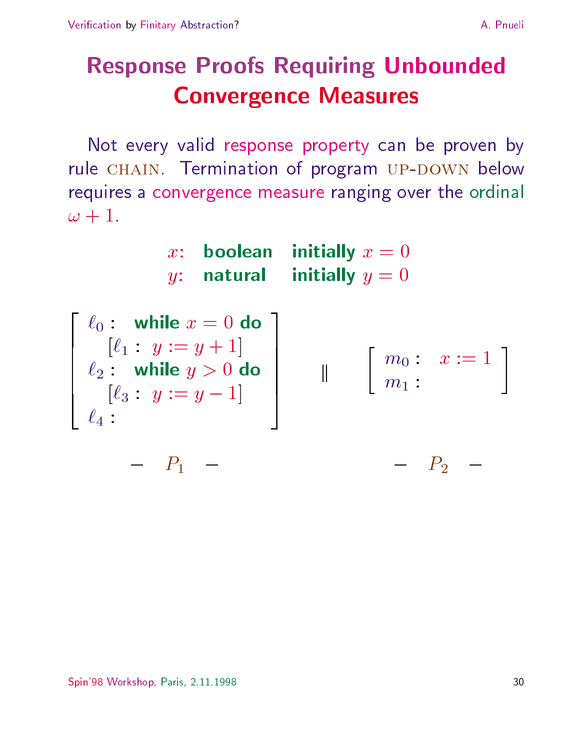# Response Proofs Requiring Unbounded Convergence Measures

Not every valid response property can be proven by rule CHAIN. Termination of program UP-DOWN below requires a convergence measure ranging over the ordinal $\omega + 1$.

$x$: **boolean** **initially** $x = 0$
$y$: **natural** **initially** $y = 0$

$$
\left[\begin{array}{l}
\ell_0 : \ \ \textbf{while } x = 0 \textbf{ do} \\
\quad\ [\ell_1 : \ y := y + 1] \\
\ell_2 : \ \ \textbf{while } y > 0 \textbf{ do} \\
\quad\ [\ell_3 : \ y := y - 1] \\
\ell_4 :
\end{array}\right]
\quad \| \quad
\left[\begin{array}{l}
m_0 : \ \ x := 1 \\
m_1 :
\end{array}\right]
$$

$- \ P_1 \ -$ $\qquad\qquad\qquad$ $- \ P_2 \ -$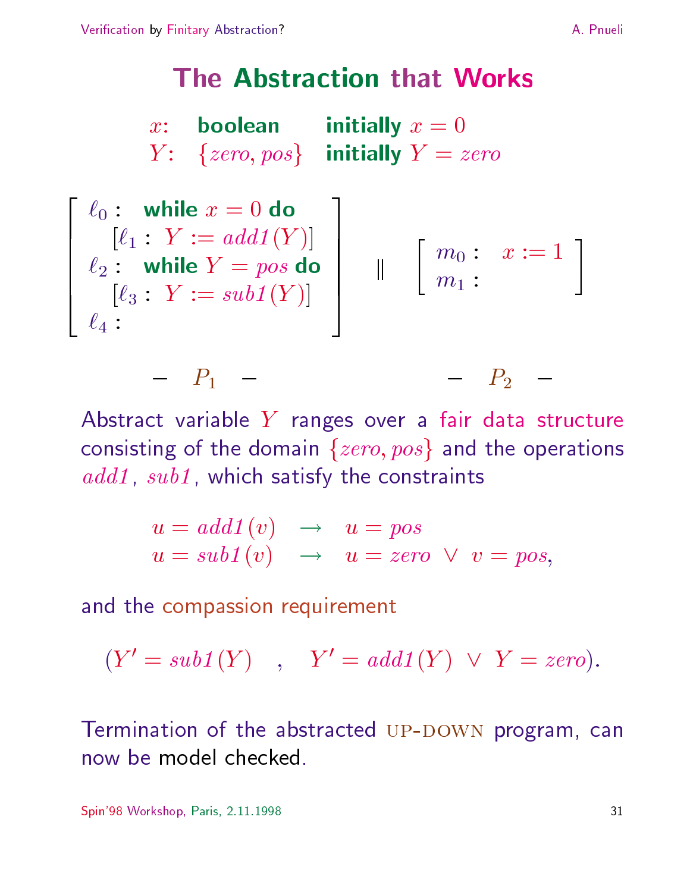# The Abstraction that Works

$$
\begin{array}{lll}
x: & \textbf{boolean} & \textbf{initially } x = 0 \\
Y: & \{zero, pos\} & \textbf{initially } Y = zero
\end{array}
$$

$$
\left[\begin{array}{l}
\ell_0: \ \ \textbf{while } x = 0 \textbf{ do} \\
\quad [\ell_1: \ Y := add1(Y)] \\
\ell_2: \ \ \textbf{while } Y = pos \textbf{ do} \\
\quad [\ell_3: \ Y := sub1(Y)] \\
\ell_4:
\end{array}\right]
\quad \| \quad
\left[\begin{array}{l}
m_0: \ \ x := 1 \\
m_1:
\end{array}\right]
$$

$$
- \ \ P_1 \ \ - \qquad\qquad\qquad\qquad - \ \ P_2 \ \ -
$$

Abstract variable $Y$ ranges over a fair data structure consisting of the domain $\{zero, pos\}$ and the operations $add1$, $sub1$, which satisfy the constraints

$$
\begin{array}{lll}
u = add1(v) & \rightarrow & u = pos \\
u = sub1(v) & \rightarrow & u = zero \ \vee \ v = pos,
\end{array}
$$

and the compassion requirement

$$
(Y' = sub1(Y) \quad , \quad Y' = add1(Y) \ \vee \ Y = zero).
$$

Termination of the abstracted UP-DOWN program, can now be model checked.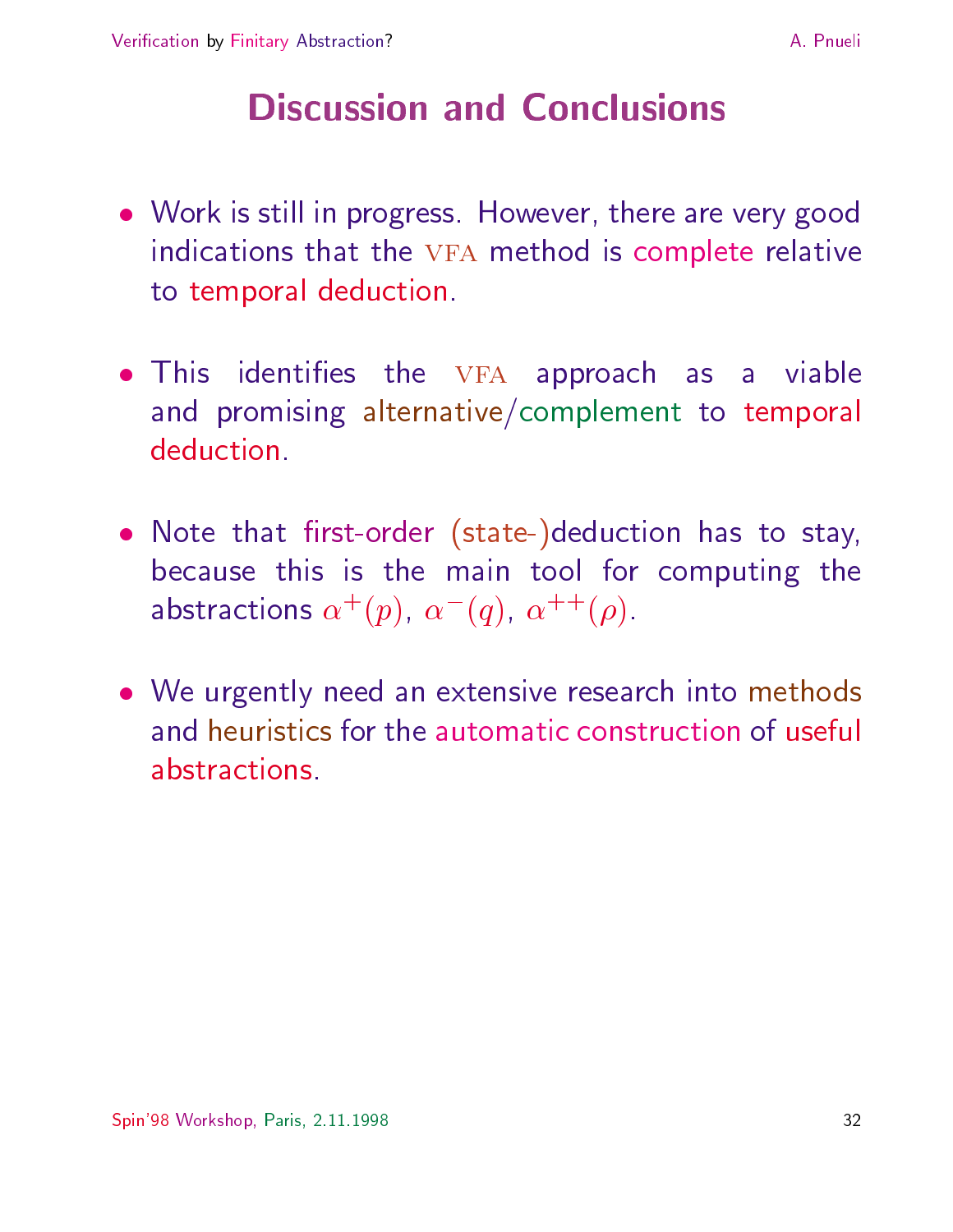# Discussion and Conclusions

- Work is still in progress. However, there are very good indications that the VFA method is complete relative to temporal deduction.

- This identifies the VFA approach as a viable and promising alternative/complement to temporal deduction.

- Note that first-order (state-)deduction has to stay, because this is the main tool for computing the abstractions $\alpha^{+}(p)$, $\alpha^{-}(q)$, $\alpha^{++}(\rho)$.

- We urgently need an extensive research into methods and heuristics for the automatic construction of useful abstractions.